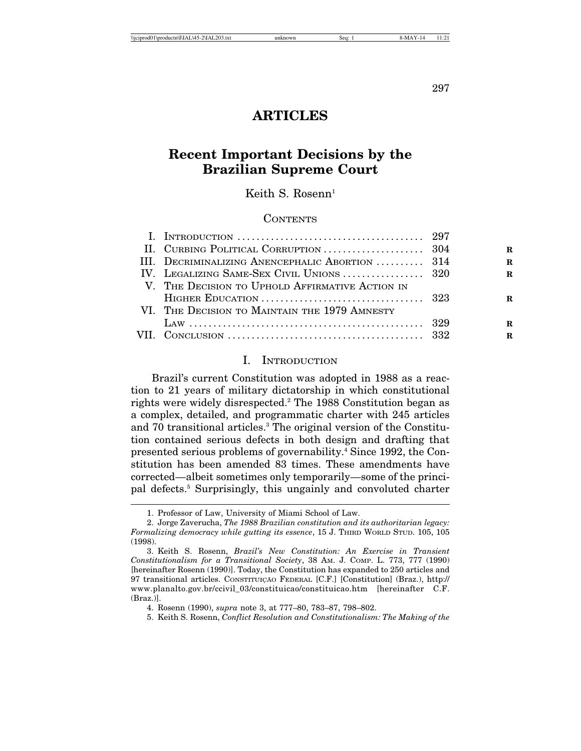# ARTICLES

## Recent Important Decisions by the Brazilian Supreme Court

Keith S. Rosenn[1]

### CONTENTS

| | | |
|---|---|---|
| I. | INTRODUCTION | 297 |
| II. | CURBING POLITICAL CORRUPTION | 304 |
| III. | DECRIMINALIZING ANENCEPHALIC ABORTION | 314 |
| IV. | LEGALIZING SAME-SEX CIVIL UNIONS | 320 |
| V. | THE DECISION TO UPHOLD AFFIRMATIVE ACTION IN HIGHER EDUCATION | 323 |
| VI. | THE DECISION TO MAINTAIN THE 1979 AMNESTY LAW | 329 |
| VII. | CONCLUSION | 332 |

### I. INTRODUCTION

Brazil's current Constitution was adopted in 1988 as a reaction to 21 years of military dictatorship in which constitutional rights were widely disrespected.[2] The 1988 Constitution began as a complex, detailed, and programmatic charter with 245 articles and 70 transitional articles.[3] The original version of the Constitution contained serious defects in both design and drafting that presented serious problems of governability.[4] Since 1992, the Constitution has been amended 83 times. These amendments have corrected—albeit sometimes only temporarily—some of the principal defects.[5] Surprisingly, this ungainly and convoluted charter

---

1. Professor of Law, University of Miami School of Law.

2. Jorge Zaverucha, *The 1988 Brazilian constitution and its authoritarian legacy: Formalizing democracy while gutting its essence*, 15 J. THIRD WORLD STUD. 105, 105 (1998).

3. Keith S. Rosenn, *Brazil's New Constitution: An Exercise in Transient Constitutionalism for a Transitional Society*, 38 AM. J. COMP. L. 773, 777 (1990) [hereinafter Rosenn (1990)]. Today, the Constitution has expanded to 250 articles and 97 transitional articles. CONSTITUIÇÃO FEDERAL [C.F.] [Constitution] (Braz.), http://www.planalto.gov.br/ccivil_03/constituicao/constituicao.htm [hereinafter C.F. (Braz.)].

4. Rosenn (1990), *supra* note 3, at 777–80, 783–87, 798–802.

5. Keith S. Rosenn, *Conflict Resolution and Constitutionalism: The Making of the*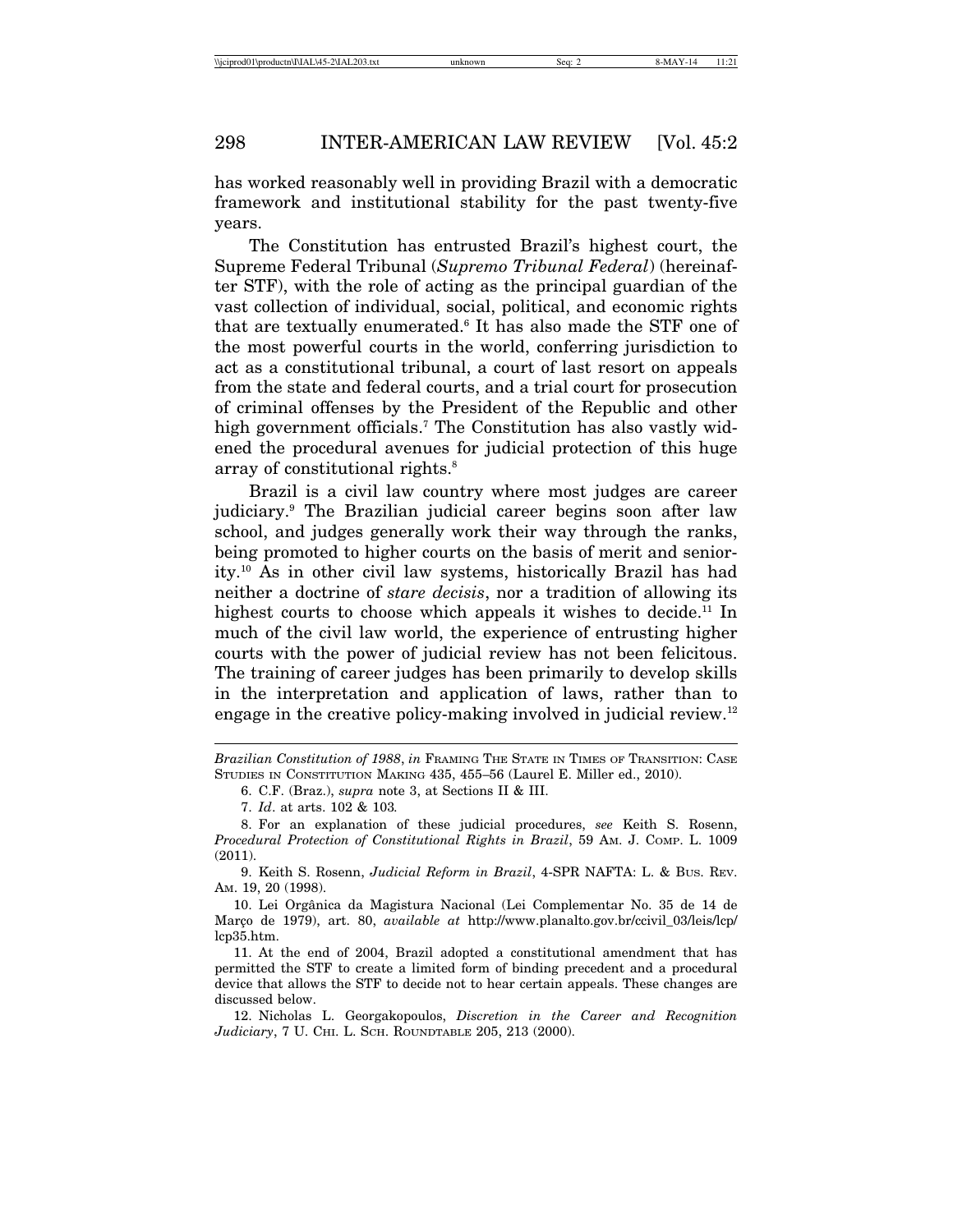has worked reasonably well in providing Brazil with a democratic framework and institutional stability for the past twenty-five years.

The Constitution has entrusted Brazil's highest court, the Supreme Federal Tribunal (*Supremo Tribunal Federal*) (hereinafter STF), with the role of acting as the principal guardian of the vast collection of individual, social, political, and economic rights that are textually enumerated.[6] It has also made the STF one of the most powerful courts in the world, conferring jurisdiction to act as a constitutional tribunal, a court of last resort on appeals from the state and federal courts, and a trial court for prosecution of criminal offenses by the President of the Republic and other high government officials.[7] The Constitution has also vastly widened the procedural avenues for judicial protection of this huge array of constitutional rights.[8]

Brazil is a civil law country where most judges are career judiciary.[9] The Brazilian judicial career begins soon after law school, and judges generally work their way through the ranks, being promoted to higher courts on the basis of merit and seniority.[10] As in other civil law systems, historically Brazil has had neither a doctrine of *stare decisis*, nor a tradition of allowing its highest courts to choose which appeals it wishes to decide.[11] In much of the civil law world, the experience of entrusting higher courts with the power of judicial review has not been felicitous. The training of career judges has been primarily to develop skills in the interpretation and application of laws, rather than to engage in the creative policy-making involved in judicial review.[12]

---

*Brazilian Constitution of 1988*, *in* FRAMING THE STATE IN TIMES OF TRANSITION: CASE STUDIES IN CONSTITUTION MAKING 435, 455–56 (Laurel E. Miller ed., 2010).

6. C.F. (Braz.), *supra* note 3, at Sections II & III.

7. *Id*. at arts. 102 & 103.

8. For an explanation of these judicial procedures, *see* Keith S. Rosenn, *Procedural Protection of Constitutional Rights in Brazil*, 59 AM. J. COMP. L. 1009 (2011).

9. Keith S. Rosenn, *Judicial Reform in Brazil*, 4-SPR NAFTA: L. & BUS. REV. AM. 19, 20 (1998).

10. Lei Orgânica da Magistura Nacional (Lei Complementar No. 35 de 14 de Março de 1979), art. 80, *available at* http://www.planalto.gov.br/ccivil_03/leis/lcp/lcp35.htm.

11. At the end of 2004, Brazil adopted a constitutional amendment that has permitted the STF to create a limited form of binding precedent and a procedural device that allows the STF to decide not to hear certain appeals. These changes are discussed below.

12. Nicholas L. Georgakopoulos, *Discretion in the Career and Recognition Judiciary*, 7 U. CHI. L. SCH. ROUNDTABLE 205, 213 (2000).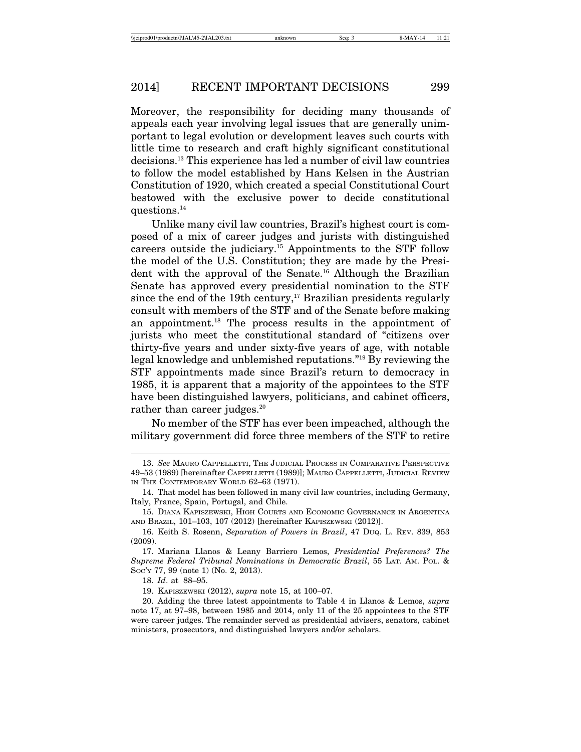Moreover, the responsibility for deciding many thousands of appeals each year involving legal issues that are generally unimportant to legal evolution or development leaves such courts with little time to research and craft highly significant constitutional decisions.[13] This experience has led a number of civil law countries to follow the model established by Hans Kelsen in the Austrian Constitution of 1920, which created a special Constitutional Court bestowed with the exclusive power to decide constitutional questions.[14]

Unlike many civil law countries, Brazil's highest court is composed of a mix of career judges and jurists with distinguished careers outside the judiciary.[15] Appointments to the STF follow the model of the U.S. Constitution; they are made by the President with the approval of the Senate.[16] Although the Brazilian Senate has approved every presidential nomination to the STF since the end of the 19th century,[17] Brazilian presidents regularly consult with members of the STF and of the Senate before making an appointment.[18] The process results in the appointment of jurists who meet the constitutional standard of "citizens over thirty-five years and under sixty-five years of age, with notable legal knowledge and unblemished reputations."[19] By reviewing the STF appointments made since Brazil's return to democracy in 1985, it is apparent that a majority of the appointees to the STF have been distinguished lawyers, politicians, and cabinet officers, rather than career judges.[20]

No member of the STF has ever been impeached, although the military government did force three members of the STF to retire

---

13. *See* MAURO CAPPELLETTI, THE JUDICIAL PROCESS IN COMPARATIVE PERSPECTIVE 49–53 (1989) [hereinafter CAPPELLETTI (1989)]; MAURO CAPPELLETTI, JUDICIAL REVIEW IN THE CONTEMPORARY WORLD 62–63 (1971).

14. That model has been followed in many civil law countries, including Germany, Italy, France, Spain, Portugal, and Chile.

15. DIANA KAPISZEWSKI, HIGH COURTS AND ECONOMIC GOVERNANCE IN ARGENTINA AND BRAZIL, 101–103, 107 (2012) [hereinafter KAPISZEWSKI (2012)].

16. Keith S. Rosenn, *Separation of Powers in Brazil*, 47 DUQ. L. REV. 839, 853 (2009).

17. Mariana Llanos & Leany Barriero Lemos, *Presidential Preferences? The Supreme Federal Tribunal Nominations in Democratic Brazil*, 55 LAT. AM. POL. & SOC'Y 77, 99 (note 1) (No. 2, 2013).

18. *Id*. at 88–95.

19. KAPISZEWSKI (2012), *supra* note 15, at 100–07.

20. Adding the three latest appointments to Table 4 in Llanos & Lemos, *supra* note 17, at 97–98, between 1985 and 2014, only 11 of the 25 appointees to the STF were career judges. The remainder served as presidential advisers, senators, cabinet ministers, prosecutors, and distinguished lawyers and/or scholars.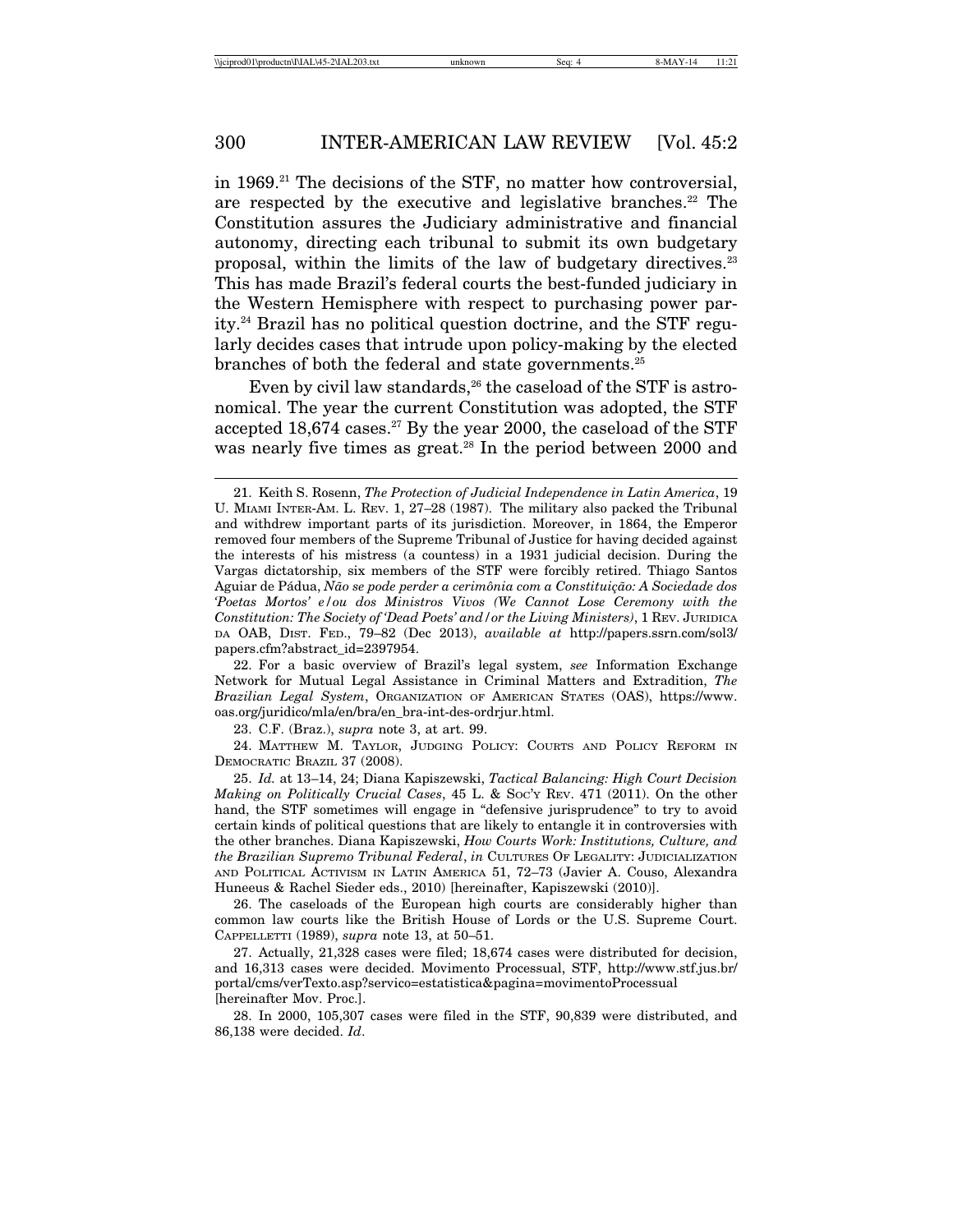in 1969.[21] The decisions of the STF, no matter how controversial, are respected by the executive and legislative branches.[22] The Constitution assures the Judiciary administrative and financial autonomy, directing each tribunal to submit its own budgetary proposal, within the limits of the law of budgetary directives.[23] This has made Brazil's federal courts the best-funded judiciary in the Western Hemisphere with respect to purchasing power parity.[24] Brazil has no political question doctrine, and the STF regularly decides cases that intrude upon policy-making by the elected branches of both the federal and state governments.[25]

Even by civil law standards,[26] the caseload of the STF is astronomical. The year the current Constitution was adopted, the STF accepted 18,674 cases.[27] By the year 2000, the caseload of the STF was nearly five times as great.[28] In the period between 2000 and

---

21. Keith S. Rosenn, *The Protection of Judicial Independence in Latin America*, 19 U. MIAMI INTER-AM. L. REV. 1, 27–28 (1987). The military also packed the Tribunal and withdrew important parts of its jurisdiction. Moreover, in 1864, the Emperor removed four members of the Supreme Tribunal of Justice for having decided against the interests of his mistress (a countess) in a 1931 judicial decision. During the Vargas dictatorship, six members of the STF were forcibly retired. Thiago Santos Aguiar de Pádua, *Não se pode perder a cerimônia com a Constituição: A Sociedade dos 'Poetas Mortos' e/ou dos Ministros Vivos (We Cannot Lose Ceremony with the Constitution: The Society of 'Dead Poets' and/or the Living Ministers)*, 1 REV. JURIDICA DA OAB, DIST. FED., 79–82 (Dec 2013), *available at* http://papers.ssrn.com/sol3/papers.cfm?abstract_id=2397954.

22. For a basic overview of Brazil's legal system, *see* Information Exchange Network for Mutual Legal Assistance in Criminal Matters and Extradition, *The Brazilian Legal System*, ORGANIZATION OF AMERICAN STATES (OAS), https://www.oas.org/juridico/mla/en/bra/en_bra-int-des-ordrjur.html.

23. C.F. (Braz.), *supra* note 3, at art. 99.

24. MATTHEW M. TAYLOR, JUDGING POLICY: COURTS AND POLICY REFORM IN DEMOCRATIC BRAZIL 37 (2008).

25. *Id.* at 13–14, 24; Diana Kapiszewski, *Tactical Balancing: High Court Decision Making on Politically Crucial Cases*, 45 L. & SOC'Y REV. 471 (2011). On the other hand, the STF sometimes will engage in "defensive jurisprudence" to try to avoid certain kinds of political questions that are likely to entangle it in controversies with the other branches. Diana Kapiszewski, *How Courts Work: Institutions, Culture, and the Brazilian Supremo Tribunal Federal*, *in* CULTURES OF LEGALITY: JUDICIALIZATION AND POLITICAL ACTIVISM IN LATIN AMERICA 51, 72–73 (Javier A. Couso, Alexandra Huneeus & Rachel Sieder eds., 2010) [hereinafter, Kapiszewski (2010)].

26. The caseloads of the European high courts are considerably higher than common law courts like the British House of Lords or the U.S. Supreme Court. CAPPELLETTI (1989), *supra* note 13, at 50–51.

27. Actually, 21,328 cases were filed; 18,674 cases were distributed for decision, and 16,313 cases were decided. Movimento Processual, STF, http://www.stf.jus.br/portal/cms/verTexto.asp?servico=estatistica&pagina=movimentoProcessual [hereinafter Mov. Proc.].

28. In 2000, 105,307 cases were filed in the STF, 90,839 were distributed, and 86,138 were decided. *Id*.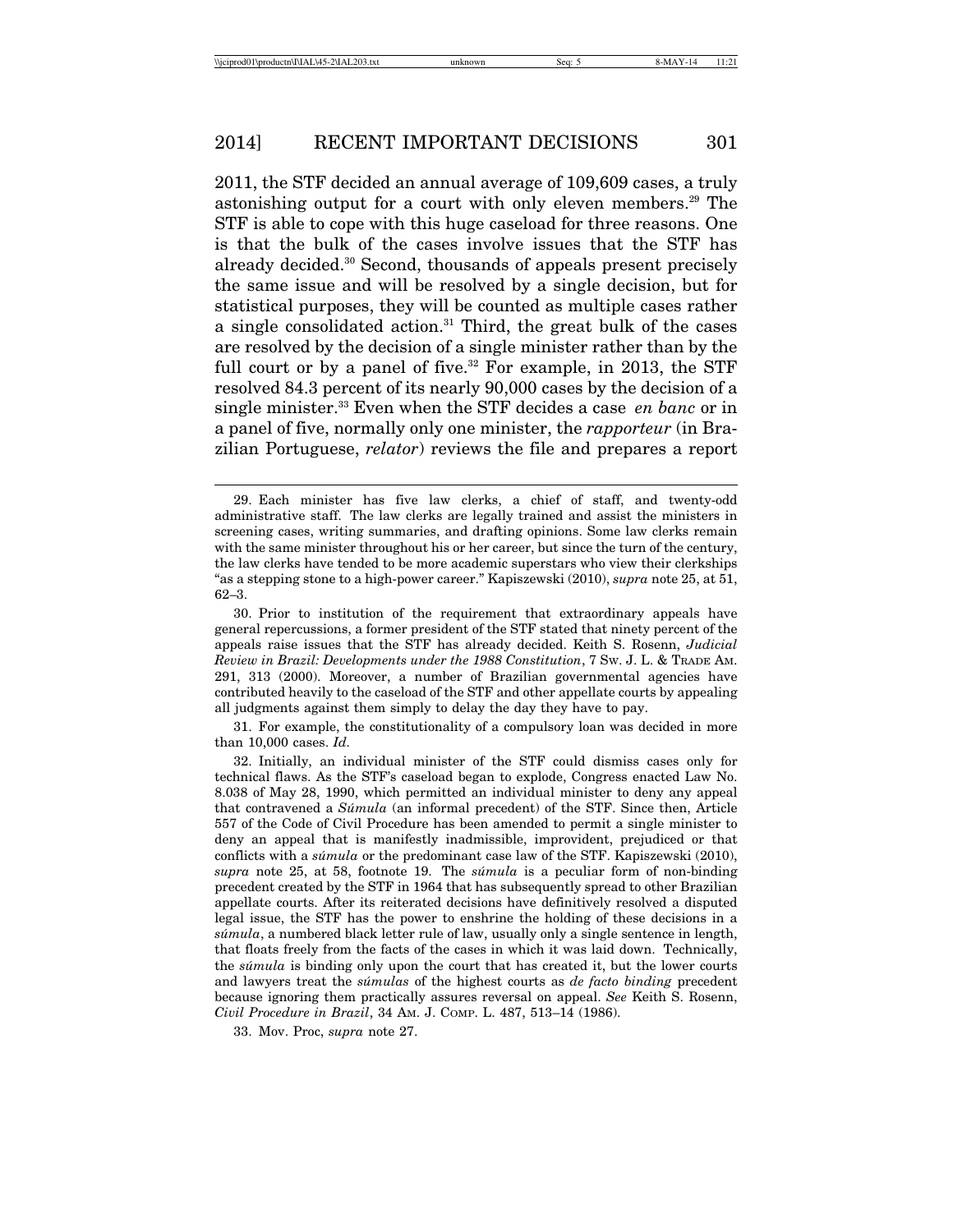2011, the STF decided an annual average of 109,609 cases, a truly astonishing output for a court with only eleven members.[29] The STF is able to cope with this huge caseload for three reasons. One is that the bulk of the cases involve issues that the STF has already decided.[30] Second, thousands of appeals present precisely the same issue and will be resolved by a single decision, but for statistical purposes, they will be counted as multiple cases rather a single consolidated action.[31] Third, the great bulk of the cases are resolved by the decision of a single minister rather than by the full court or by a panel of five.[32] For example, in 2013, the STF resolved 84.3 percent of its nearly 90,000 cases by the decision of a single minister.[33] Even when the STF decides a case *en banc* or in a panel of five, normally only one minister, the *rapporteur* (in Brazilian Portuguese, *relator*) reviews the file and prepares a report

---

29. Each minister has five law clerks, a chief of staff, and twenty-odd administrative staff. The law clerks are legally trained and assist the ministers in screening cases, writing summaries, and drafting opinions. Some law clerks remain with the same minister throughout his or her career, but since the turn of the century, the law clerks have tended to be more academic superstars who view their clerkships "as a stepping stone to a high-power career." Kapiszewski (2010), *supra* note 25, at 51, 62–3.

30. Prior to institution of the requirement that extraordinary appeals have general repercussions, a former president of the STF stated that ninety percent of the appeals raise issues that the STF has already decided. Keith S. Rosenn, *Judicial Review in Brazil: Developments under the 1988 Constitution*, 7 SW. J. L. & TRADE AM. 291, 313 (2000). Moreover, a number of Brazilian governmental agencies have contributed heavily to the caseload of the STF and other appellate courts by appealing all judgments against them simply to delay the day they have to pay.

31. For example, the constitutionality of a compulsory loan was decided in more than 10,000 cases. *Id.*

32. Initially, an individual minister of the STF could dismiss cases only for technical flaws. As the STF's caseload began to explode, Congress enacted Law No. 8.038 of May 28, 1990, which permitted an individual minister to deny any appeal that contravened a *Súmula* (an informal precedent) of the STF. Since then, Article 557 of the Code of Civil Procedure has been amended to permit a single minister to deny an appeal that is manifestly inadmissible, improvident, prejudiced or that conflicts with a *súmula* or the predominant case law of the STF. Kapiszewski (2010), *supra* note 25, at 58, footnote 19. The *súmula* is a peculiar form of non-binding precedent created by the STF in 1964 that has subsequently spread to other Brazilian appellate courts. After its reiterated decisions have definitively resolved a disputed legal issue, the STF has the power to enshrine the holding of these decisions in a *súmula*, a numbered black letter rule of law, usually only a single sentence in length, that floats freely from the facts of the cases in which it was laid down. Technically, the *súmula* is binding only upon the court that has created it, but the lower courts and lawyers treat the *súmulas* of the highest courts as *de facto binding* precedent because ignoring them practically assures reversal on appeal. *See* Keith S. Rosenn, *Civil Procedure in Brazil*, 34 AM. J. COMP. L. 487, 513–14 (1986).

33. Mov. Proc, *supra* note 27.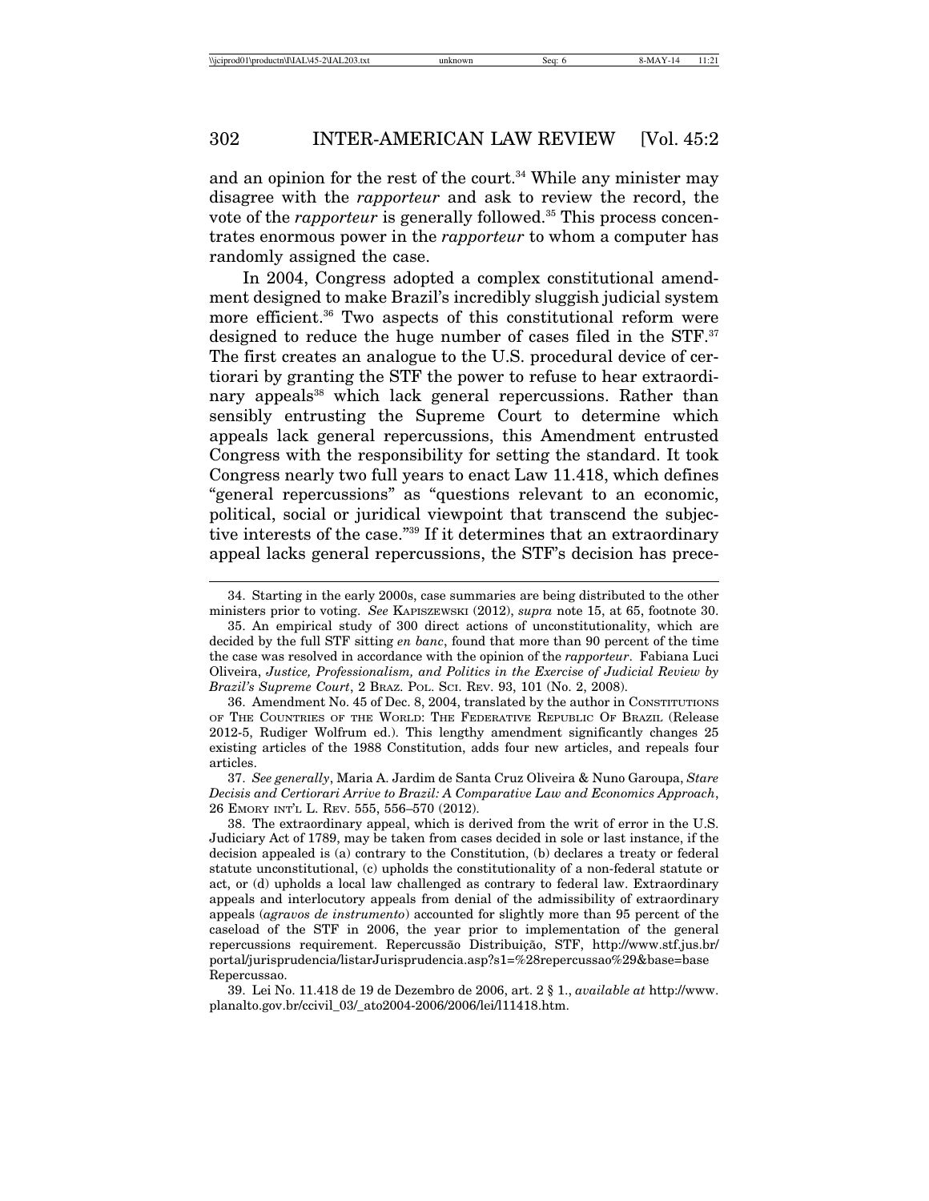and an opinion for the rest of the court.[34] While any minister may disagree with the *rapporteur* and ask to review the record, the vote of the *rapporteur* is generally followed.[35] This process concentrates enormous power in the *rapporteur* to whom a computer has randomly assigned the case.

In 2004, Congress adopted a complex constitutional amendment designed to make Brazil's incredibly sluggish judicial system more efficient.[36] Two aspects of this constitutional reform were designed to reduce the huge number of cases filed in the STF.[37] The first creates an analogue to the U.S. procedural device of certiorari by granting the STF the power to refuse to hear extraordinary appeals[38] which lack general repercussions. Rather than sensibly entrusting the Supreme Court to determine which appeals lack general repercussions, this Amendment entrusted Congress with the responsibility for setting the standard. It took Congress nearly two full years to enact Law 11.418, which defines "general repercussions" as "questions relevant to an economic, political, social or juridical viewpoint that transcend the subjective interests of the case."[39] If it determines that an extraordinary appeal lacks general repercussions, the STF's decision has prece-

---

34. Starting in the early 2000s, case summaries are being distributed to the other ministers prior to voting. *See* KAPISZEWSKI (2012), *supra* note 15, at 65, footnote 30.

35. An empirical study of 300 direct actions of unconstitutionality, which are decided by the full STF sitting *en banc*, found that more than 90 percent of the time the case was resolved in accordance with the opinion of the *rapporteur*. Fabiana Luci Oliveira, *Justice, Professionalism, and Politics in the Exercise of Judicial Review by Brazil's Supreme Court*, 2 BRAZ. POL. SCI. REV. 93, 101 (No. 2, 2008).

36. Amendment No. 45 of Dec. 8, 2004, translated by the author in CONSTITUTIONS OF THE COUNTRIES OF THE WORLD: THE FEDERATIVE REPUBLIC OF BRAZIL (Release 2012-5, Rudiger Wolfrum ed.). This lengthy amendment significantly changes 25 existing articles of the 1988 Constitution, adds four new articles, and repeals four articles.

37. *See generally*, Maria A. Jardim de Santa Cruz Oliveira & Nuno Garoupa, *Stare Decisis and Certiorari Arrive to Brazil: A Comparative Law and Economics Approach*, 26 EMORY INT'L L. REV. 555, 556–570 (2012).

38. The extraordinary appeal, which is derived from the writ of error in the U.S. Judiciary Act of 1789, may be taken from cases decided in sole or last instance, if the decision appealed is (a) contrary to the Constitution, (b) declares a treaty or federal statute unconstitutional, (c) upholds the constitutionality of a non-federal statute or act, or (d) upholds a local law challenged as contrary to federal law. Extraordinary appeals and interlocutory appeals from denial of the admissibility of extraordinary appeals (*agravos de instrumento*) accounted for slightly more than 95 percent of the caseload of the STF in 2006, the year prior to implementation of the general repercussions requirement. Repercussão Distribuição, STF, http://www.stf.jus.br/portal/jurisprudencia/listarJurisprudencia.asp?s1=%28repercussao%29&base=baseRepercussao.

39. Lei No. 11.418 de 19 de Dezembro de 2006, art. 2 § 1., *available at* http://www.planalto.gov.br/ccivil_03/_ato2004-2006/2006/lei/l11418.htm.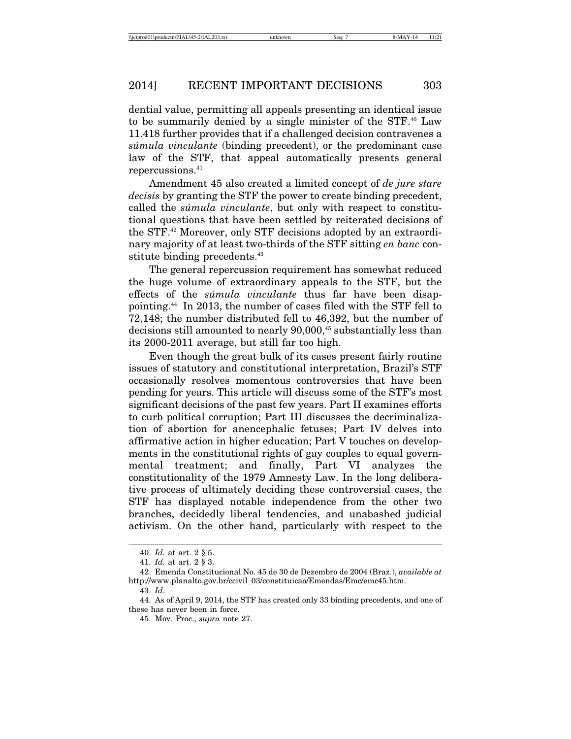dential value, permitting all appeals presenting an identical issue to be summarily denied by a single minister of the STF.[40] Law 11.418 further provides that if a challenged decision contravenes a *súmula vinculante* (binding precedent), or the predominant case law of the STF, that appeal automatically presents general repercussions.[41]

Amendment 45 also created a limited concept of *de jure stare decisis* by granting the STF the power to create binding precedent, called the *súmula vinculante*, but only with respect to constitutional questions that have been settled by reiterated decisions of the STF.[42] Moreover, only STF decisions adopted by an extraordinary majority of at least two-thirds of the STF sitting *en banc* constitute binding precedents.[43]

The general repercussion requirement has somewhat reduced the huge volume of extraordinary appeals to the STF, but the effects of the *súmula vinculante* thus far have been disappointing.[44] In 2013, the number of cases filed with the STF fell to 72,148; the number distributed fell to 46,392, but the number of decisions still amounted to nearly 90,000,[45] substantially less than its 2000-2011 average, but still far too high.

Even though the great bulk of its cases present fairly routine issues of statutory and constitutional interpretation, Brazil's STF occasionally resolves momentous controversies that have been pending for years. This article will discuss some of the STF's most significant decisions of the past few years. Part II examines efforts to curb political corruption; Part III discusses the decriminalization of abortion for anencephalic fetuses; Part IV delves into affirmative action in higher education; Part V touches on developments in the constitutional rights of gay couples to equal governmental treatment; and finally, Part VI analyzes the constitutionality of the 1979 Amnesty Law. In the long deliberative process of ultimately deciding these controversial cases, the STF has displayed notable independence from the other two branches, decidedly liberal tendencies, and unabashed judicial activism. On the other hand, particularly with respect to the

---

40. *Id.* at art. 2 § 5.

41. *Id.* at art. 2 § 3.

42. Emenda Constitucional No. 45 de 30 de Dezembro de 2004 (Braz.), *available at* http://www.planalto.gov.br/ccivil_03/constituicao/Emendas/Emc/emc45.htm.

43. *Id*.

44. As of April 9, 2014, the STF has created only 33 binding precedents, and one of these has never been in force.

45. Mov. Proc., *supra* note 27.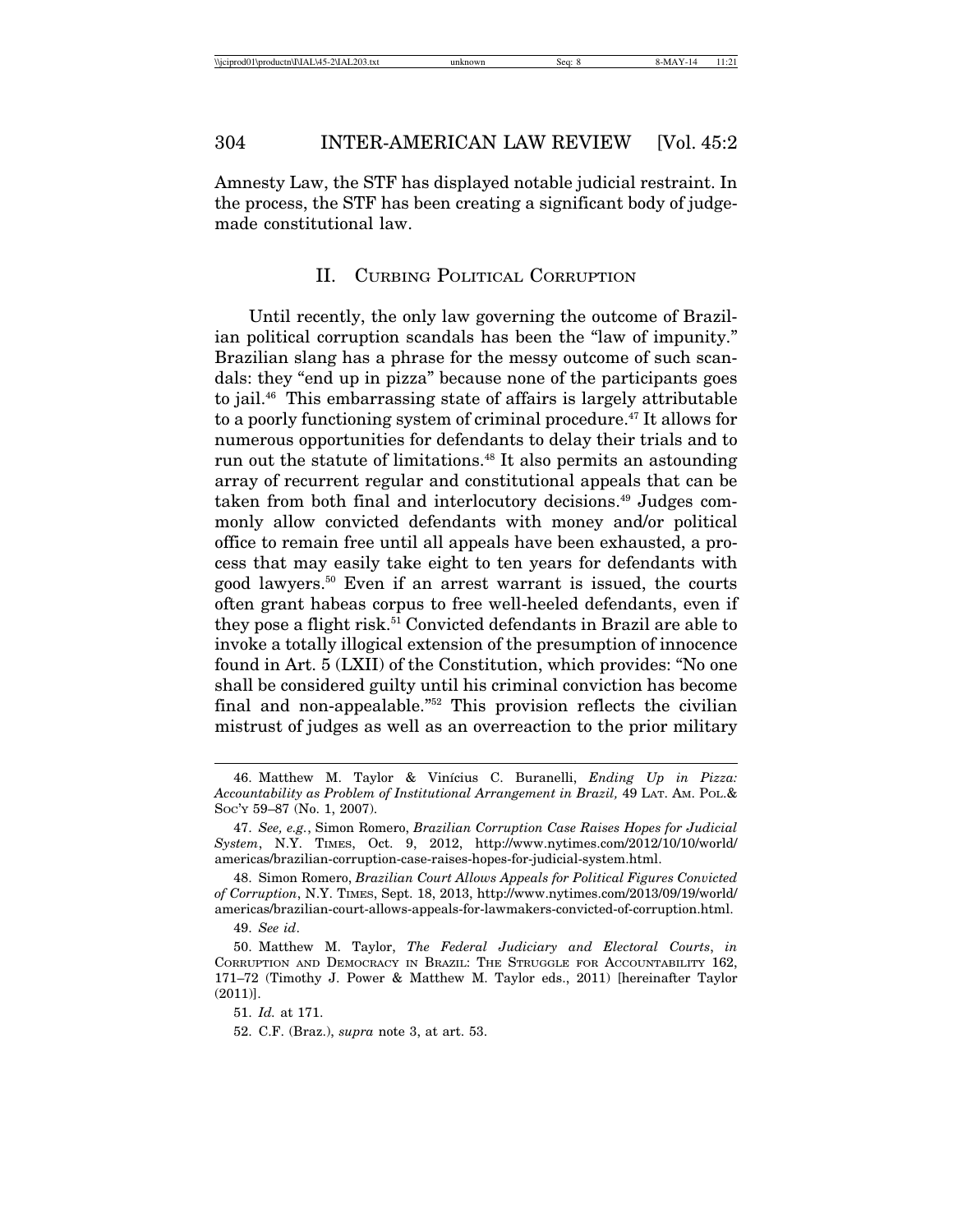Amnesty Law, the STF has displayed notable judicial restraint. In the process, the STF has been creating a significant body of judge-made constitutional law.

## II. Curbing Political Corruption

Until recently, the only law governing the outcome of Brazilian political corruption scandals has been the "law of impunity." Brazilian slang has a phrase for the messy outcome of such scandals: they "end up in pizza" because none of the participants goes to jail.[46] This embarrassing state of affairs is largely attributable to a poorly functioning system of criminal procedure.[47] It allows for numerous opportunities for defendants to delay their trials and to run out the statute of limitations.[48] It also permits an astounding array of recurrent regular and constitutional appeals that can be taken from both final and interlocutory decisions.[49] Judges commonly allow convicted defendants with money and/or political office to remain free until all appeals have been exhausted, a process that may easily take eight to ten years for defendants with good lawyers.[50] Even if an arrest warrant is issued, the courts often grant habeas corpus to free well-heeled defendants, even if they pose a flight risk.[51] Convicted defendants in Brazil are able to invoke a totally illogical extension of the presumption of innocence found in Art. 5 (LXII) of the Constitution, which provides: "No one shall be considered guilty until his criminal conviction has become final and non-appealable."[52] This provision reflects the civilian mistrust of judges as well as an overreaction to the prior military

---

46. Matthew M. Taylor & Vinícius C. Buranelli, *Ending Up in Pizza: Accountability as Problem of Institutional Arrangement in Brazil,* 49 Lat. Am. Pol.& Soc'y 59–87 (No. 1, 2007).

47. *See, e.g.*, Simon Romero, *Brazilian Corruption Case Raises Hopes for Judicial System*, N.Y. Times, Oct. 9, 2012, http://www.nytimes.com/2012/10/10/world/americas/brazilian-corruption-case-raises-hopes-for-judicial-system.html.

48. Simon Romero, *Brazilian Court Allows Appeals for Political Figures Convicted of Corruption*, N.Y. Times, Sept. 18, 2013, http://www.nytimes.com/2013/09/19/world/americas/brazilian-court-allows-appeals-for-lawmakers-convicted-of-corruption.html.

49. *See id*.

50. Matthew M. Taylor, *The Federal Judiciary and Electoral Courts*, *in* Corruption and Democracy in Brazil: The Struggle for Accountability 162, 171–72 (Timothy J. Power & Matthew M. Taylor eds., 2011) [hereinafter Taylor (2011)].

51. *Id.* at 171.

52. C.F. (Braz.), *supra* note 3, at art. 53.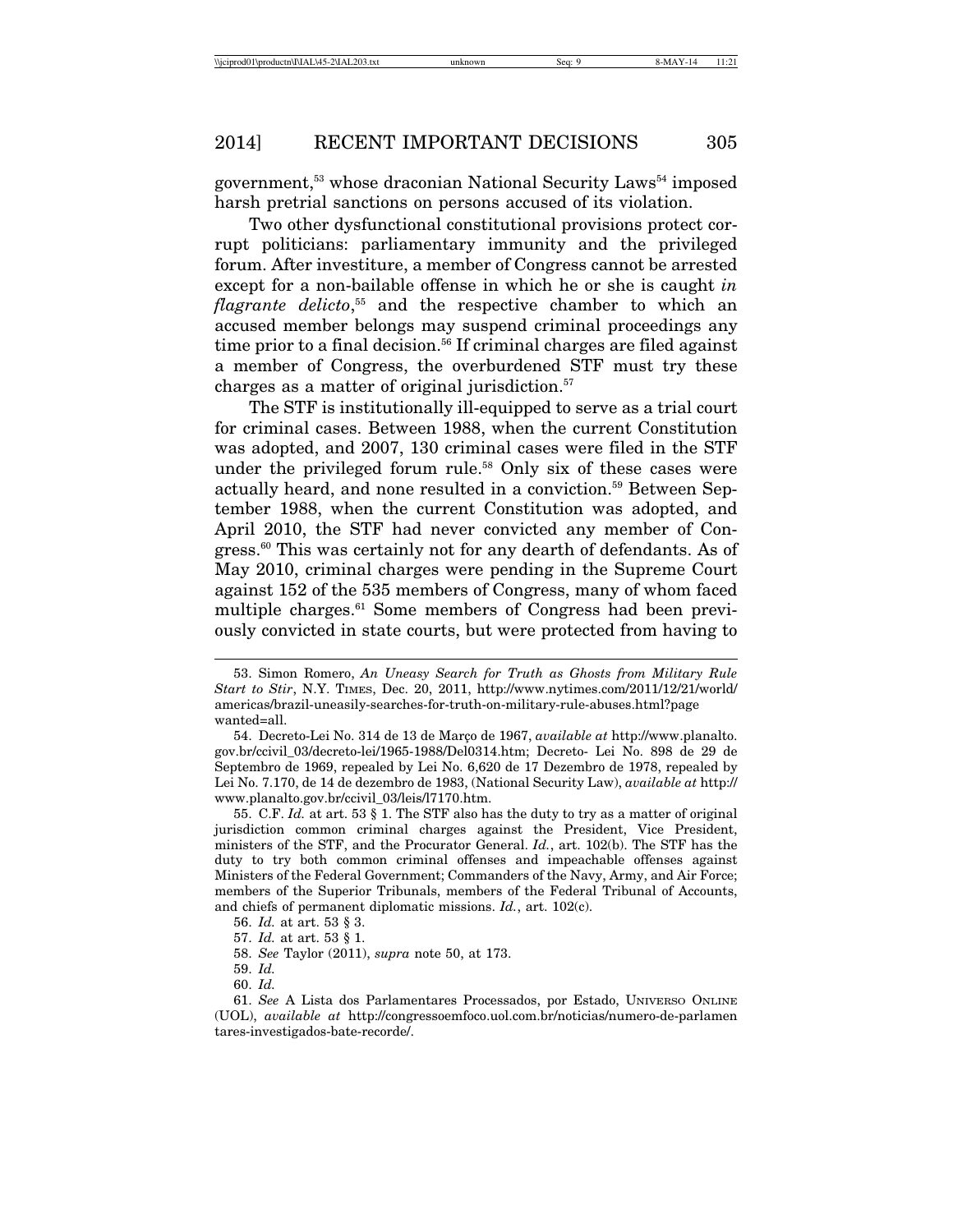government,[53] whose draconian National Security Laws[54] imposed harsh pretrial sanctions on persons accused of its violation.

Two other dysfunctional constitutional provisions protect corrupt politicians: parliamentary immunity and the privileged forum. After investiture, a member of Congress cannot be arrested except for a non-bailable offense in which he or she is caught *in flagrante delicto*,[55] and the respective chamber to which an accused member belongs may suspend criminal proceedings any time prior to a final decision.[56] If criminal charges are filed against a member of Congress, the overburdened STF must try these charges as a matter of original jurisdiction.[57]

The STF is institutionally ill-equipped to serve as a trial court for criminal cases. Between 1988, when the current Constitution was adopted, and 2007, 130 criminal cases were filed in the STF under the privileged forum rule.[58] Only six of these cases were actually heard, and none resulted in a conviction.[59] Between September 1988, when the current Constitution was adopted, and April 2010, the STF had never convicted any member of Congress.[60] This was certainly not for any dearth of defendants. As of May 2010, criminal charges were pending in the Supreme Court against 152 of the 535 members of Congress, many of whom faced multiple charges.[61] Some members of Congress had been previously convicted in state courts, but were protected from having to

---

53. Simon Romero, *An Uneasy Search for Truth as Ghosts from Military Rule Start to Stir*, N.Y. TIMES, Dec. 20, 2011, http://www.nytimes.com/2011/12/21/world/americas/brazil-uneasily-searches-for-truth-on-military-rule-abuses.html?pagewanted=all.

54. Decreto-Lei No. 314 de 13 de Março de 1967, *available at* http://www.planalto.gov.br/ccivil_03/decreto-lei/1965-1988/Del0314.htm; Decreto- Lei No. 898 de 29 de Septembro de 1969, repealed by Lei No. 6,620 de 17 Dezembro de 1978, repealed by Lei No. 7.170, de 14 de dezembro de 1983, (National Security Law), *available at* http://www.planalto.gov.br/ccivil_03/leis/l7170.htm.

55. C.F. *Id.* at art. 53 § 1. The STF also has the duty to try as a matter of original jurisdiction common criminal charges against the President, Vice President, ministers of the STF, and the Procurator General. *Id.*, art. 102(b). The STF has the duty to try both common criminal offenses and impeachable offenses against Ministers of the Federal Government; Commanders of the Navy, Army, and Air Force; members of the Superior Tribunals, members of the Federal Tribunal of Accounts, and chiefs of permanent diplomatic missions. *Id.*, art. 102(c).

56. *Id.* at art. 53 § 3.

57. *Id.* at art. 53 § 1.

58. *See* Taylor (2011), *supra* note 50, at 173.

59. *Id.*

60. *Id.*

61. *See* A Lista dos Parlamentares Processados, por Estado, UNIVERSO ONLINE (UOL), *available at* http://congressoemfoco.uol.com.br/noticias/numero-de-parlamentares-investigados-bate-recorde/.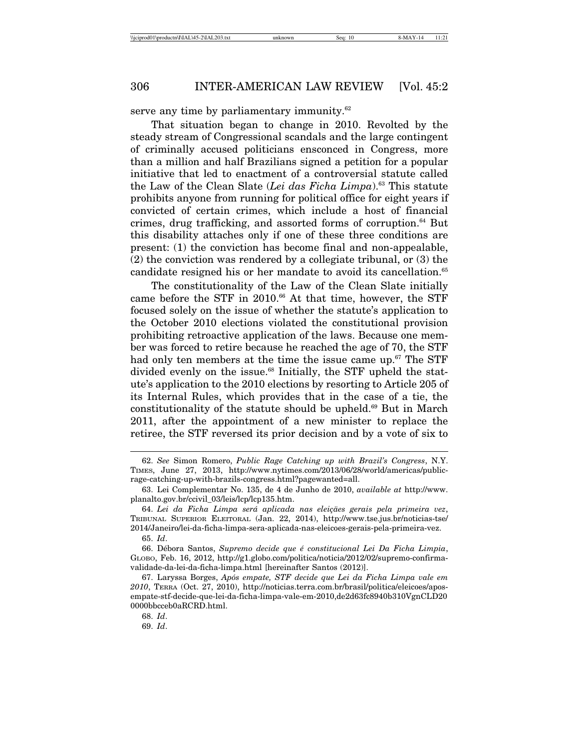serve any time by parliamentary immunity.[62]

That situation began to change in 2010. Revolted by the steady stream of Congressional scandals and the large contingent of criminally accused politicians ensconced in Congress, more than a million and half Brazilians signed a petition for a popular initiative that led to enactment of a controversial statute called the Law of the Clean Slate (*Lei das Ficha Limpa*).[63] This statute prohibits anyone from running for political office for eight years if convicted of certain crimes, which include a host of financial crimes, drug trafficking, and assorted forms of corruption.[64] But this disability attaches only if one of these three conditions are present: (1) the conviction has become final and non-appealable, (2) the conviction was rendered by a collegiate tribunal, or (3) the candidate resigned his or her mandate to avoid its cancellation.[65]

The constitutionality of the Law of the Clean Slate initially came before the STF in 2010.[66] At that time, however, the STF focused solely on the issue of whether the statute's application to the October 2010 elections violated the constitutional provision prohibiting retroactive application of the laws. Because one member was forced to retire because he reached the age of 70, the STF had only ten members at the time the issue came up.[67] The STF divided evenly on the issue.[68] Initially, the STF upheld the statute's application to the 2010 elections by resorting to Article 205 of its Internal Rules, which provides that in the case of a tie, the constitutionality of the statute should be upheld.[69] But in March 2011, after the appointment of a new minister to replace the retiree, the STF reversed its prior decision and by a vote of six to

---

62. *See* Simon Romero, *Public Rage Catching up with Brazil's Congress*, N.Y. TIMES, June 27, 2013, http://www.nytimes.com/2013/06/28/world/americas/public-rage-catching-up-with-brazils-congress.html?pagewanted=all.

63. Lei Complementar No. 135, de 4 de Junho de 2010, *available at* http://www.planalto.gov.br/ccivil_03/leis/lcp/lcp135.htm.

64. *Lei da Ficha Limpa será aplicada nas eleições gerais pela primeira vez*, TRIBUNAL SUPERIOR ELEITORAL (Jan. 22, 2014), http://www.tse.jus.br/noticias-tse/2014/Janeiro/lei-da-ficha-limpa-sera-aplicada-nas-eleicoes-gerais-pela-primeira-vez.

65. *Id*.

66. Débora Santos, *Supremo decide que é constitucional Lei Da Ficha Limpia*, GLOBO, Feb. 16, 2012, http://g1.globo.com/politica/noticia/2012/02/supremo-confirma-validade-da-lei-da-ficha-limpa.html [hereinafter Santos (2012)].

67. Laryssa Borges, *Após empate, STF decide que Lei da Ficha Limpa vale em 2010*, TERRA (Oct. 27, 2010), http://noticias.terra.com.br/brasil/politica/eleicoes/apos-empate-stf-decide-que-lei-da-ficha-limpa-vale-em-2010,de2d63fc8940b310VgnCLD200000bbcceb0aRCRD.html.

68. *Id*.

69. *Id*.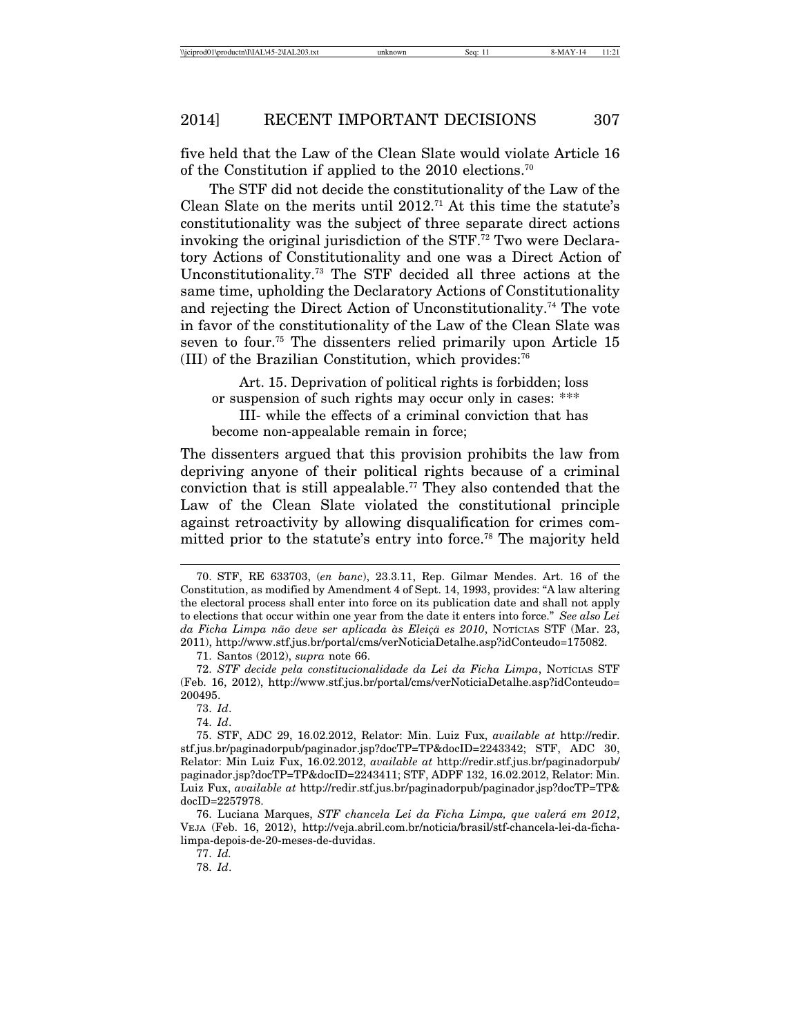five held that the Law of the Clean Slate would violate Article 16 of the Constitution if applied to the 2010 elections.[70]

The STF did not decide the constitutionality of the Law of the Clean Slate on the merits until 2012.[71] At this time the statute's constitutionality was the subject of three separate direct actions invoking the original jurisdiction of the STF.[72] Two were Declaratory Actions of Constitutionality and one was a Direct Action of Unconstitutionality.[73] The STF decided all three actions at the same time, upholding the Declaratory Actions of Constitutionality and rejecting the Direct Action of Unconstitutionality.[74] The vote in favor of the constitutionality of the Law of the Clean Slate was seven to four.[75] The dissenters relied primarily upon Article 15 (III) of the Brazilian Constitution, which provides:[76]

> Art. 15. Deprivation of political rights is forbidden; loss or suspension of such rights may occur only in cases: ***
>
> III- while the effects of a criminal conviction that has become non-appealable remain in force;

The dissenters argued that this provision prohibits the law from depriving anyone of their political rights because of a criminal conviction that is still appealable.[77] They also contended that the Law of the Clean Slate violated the constitutional principle against retroactivity by allowing disqualification for crimes committed prior to the statute's entry into force.[78] The majority held

---

70. STF, RE 633703, (*en banc*), 23.3.11, Rep. Gilmar Mendes. Art. 16 of the Constitution, as modified by Amendment 4 of Sept. 14, 1993, provides: "A law altering the electoral process shall enter into force on its publication date and shall not apply to elections that occur within one year from the date it enters into force." *See also Lei da Ficha Limpa não deve ser aplicada às Eleiçä es 2010*, NOTÍCIAS STF (Mar. 23, 2011), http://www.stf.jus.br/portal/cms/verNoticiaDetalhe.asp?idConteudo=175082.

71. Santos (2012), *supra* note 66.

72. *STF decide pela constitucionalidade da Lei da Ficha Limpa*, NOTÍCIAS STF (Feb. 16, 2012), http://www.stf.jus.br/portal/cms/verNoticiaDetalhe.asp?idConteudo=200495.

73. *Id*.

74. *Id*.

75. STF, ADC 29, 16.02.2012, Relator: Min. Luiz Fux, *available at* http://redir.stf.jus.br/paginadorpub/paginador.jsp?docTP=TP&docID=2243342; STF, ADC 30, Relator: Min Luiz Fux, 16.02.2012, *available at* http://redir.stf.jus.br/paginadorpub/paginador.jsp?docTP=TP&docID=2243411; STF, ADPF 132, 16.02.2012, Relator: Min. Luiz Fux, *available at* http://redir.stf.jus.br/paginadorpub/paginador.jsp?docTP=TP&docID=2257978.

76. Luciana Marques, *STF chancela Lei da Ficha Limpa, que valerá em 2012*, VEJA (Feb. 16, 2012), http://veja.abril.com.br/noticia/brasil/stf-chancela-lei-da-ficha-limpa-depois-de-20-meses-de-duvidas.

77. *Id.*

78. *Id*.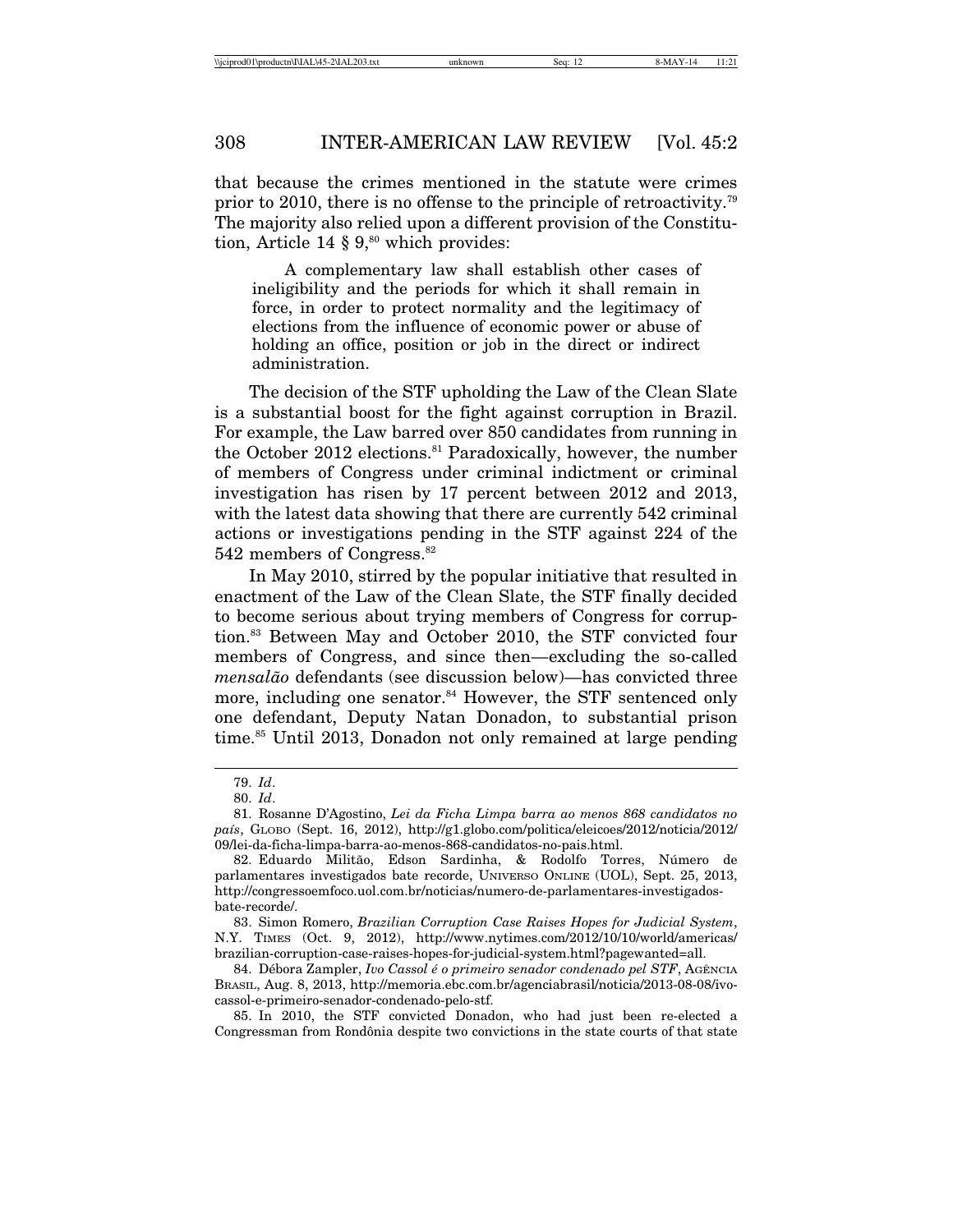that because the crimes mentioned in the statute were crimes prior to 2010, there is no offense to the principle of retroactivity.[79] The majority also relied upon a different provision of the Constitution, Article 14 § 9,[80] which provides:

> A complementary law shall establish other cases of ineligibility and the periods for which it shall remain in force, in order to protect normality and the legitimacy of elections from the influence of economic power or abuse of holding an office, position or job in the direct or indirect administration.

The decision of the STF upholding the Law of the Clean Slate is a substantial boost for the fight against corruption in Brazil. For example, the Law barred over 850 candidates from running in the October 2012 elections.[81] Paradoxically, however, the number of members of Congress under criminal indictment or criminal investigation has risen by 17 percent between 2012 and 2013, with the latest data showing that there are currently 542 criminal actions or investigations pending in the STF against 224 of the 542 members of Congress.[82]

In May 2010, stirred by the popular initiative that resulted in enactment of the Law of the Clean Slate, the STF finally decided to become serious about trying members of Congress for corruption.[83] Between May and October 2010, the STF convicted four members of Congress, and since then—excluding the so-called *mensalão* defendants (see discussion below)—has convicted three more, including one senator.[84] However, the STF sentenced only one defendant, Deputy Natan Donadon, to substantial prison time.[85] Until 2013, Donadon not only remained at large pending

---

79. *Id*.

80. *Id*.

81. Rosanne D'Agostino, *Lei da Ficha Limpa barra ao menos 868 candidatos no país*, GLOBO (Sept. 16, 2012), http://g1.globo.com/politica/eleicoes/2012/noticia/2012/09/lei-da-ficha-limpa-barra-ao-menos-868-candidatos-no-pais.html.

82. Eduardo Militão, Edson Sardinha, & Rodolfo Torres, Número de parlamentares investigados bate recorde, UNIVERSO ONLINE (UOL), Sept. 25, 2013, http://congressoemfoco.uol.com.br/noticias/numero-de-parlamentares-investigados-bate-recorde/.

83. Simon Romero, *Brazilian Corruption Case Raises Hopes for Judicial System*, N.Y. TIMES (Oct. 9, 2012), http://www.nytimes.com/2012/10/10/world/americas/brazilian-corruption-case-raises-hopes-for-judicial-system.html?pagewanted=all.

84. Débora Zampler, *Ivo Cassol é o primeiro senador condenado pel STF*, AGÊNCIA BRASIL, Aug. 8, 2013, http://memoria.ebc.com.br/agenciabrasil/noticia/2013-08-08/ivo-cassol-e-primeiro-senador-condenado-pelo-stf.

85. In 2010, the STF convicted Donadon, who had just been re-elected a Congressman from Rondônia despite two convictions in the state courts of that state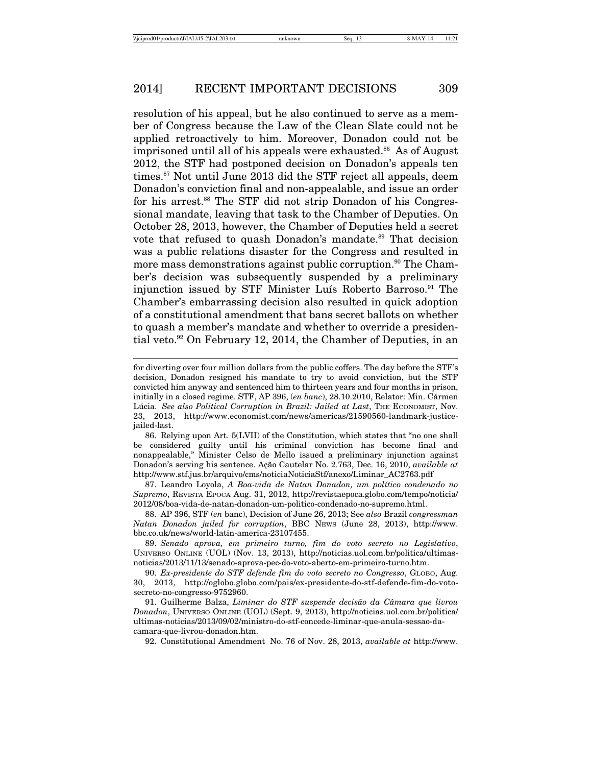resolution of his appeal, but he also continued to serve as a member of Congress because the Law of the Clean Slate could not be applied retroactively to him. Moreover, Donadon could not be imprisoned until all of his appeals were exhausted.[86] As of August 2012, the STF had postponed decision on Donadon's appeals ten times.[87] Not until June 2013 did the STF reject all appeals, deem Donadon's conviction final and non-appealable, and issue an order for his arrest.[88] The STF did not strip Donadon of his Congressional mandate, leaving that task to the Chamber of Deputies. On October 28, 2013, however, the Chamber of Deputies held a secret vote that refused to quash Donadon's mandate.[89] That decision was a public relations disaster for the Congress and resulted in more mass demonstrations against public corruption.[90] The Chamber's decision was subsequently suspended by a preliminary injunction issued by STF Minister Luís Roberto Barroso.[91] The Chamber's embarrassing decision also resulted in quick adoption of a constitutional amendment that bans secret ballots on whether to quash a member's mandate and whether to override a presidential veto.[92] On February 12, 2014, the Chamber of Deputies, in an

---

for diverting over four million dollars from the public coffers. The day before the STF's decision, Donadon resigned his mandate to try to avoid conviction, but the STF convicted him anyway and sentenced him to thirteen years and four months in prison, initially in a closed regime. STF, AP 396, (*en banc*), 28.10.2010, Relator: Min. Cármen Lúcia. *See also Political Corruption in Brazil: Jailed at Last*, THE ECONOMIST, Nov. 23, 2013, http://www.economist.com/news/americas/21590560-landmark-justice-jailed-last.

86. Relying upon Art. 5(LVII) of the Constitution, which states that "no one shall be considered guilty until his criminal conviction has become final and nonappealable," Minister Celso de Mello issued a preliminary injunction against Donadon's serving his sentence. Ação Cautelar No. 2.763, Dec. 16, 2010, *available at* http://www.stf.jus.br/arquivo/cms/noticiaNoticiaStf/anexo/Liminar_AC2763.pdf

87. Leandro Loyola, *A Boa-vida de Natan Donadon, um político condenado no Supremo*, REVISTA EPOCA Aug. 31, 2012, http://revistaepoca.globo.com/tempo/noticia/2012/08/boa-vida-de-natan-donadon-um-politico-condenado-no-supremo.html.

88. AP 396, STF (*en* banc), Decision of June 26, 2013; See *also* Brazil *congressman Natan Donadon jailed for corruption*, BBC NEWS (June 28, 2013), http://www.bbc.co.uk/news/world-latin-america-23107455.

89. *Senado aprova, em primeiro turno, fim do voto secreto no Legislativo*, UNIVERSO ONLINE (UOL) (Nov. 13, 2013), http://noticias.uol.com.br/politica/ultimas-noticias/2013/11/13/senado-aprova-pec-do-voto-aberto-em-primeiro-turno.htm.

90. *Ex-presidente do STF defende fim do voto secreto no Congresso*, GLOBO, Aug. 30, 2013, http://oglobo.globo.com/pais/ex-presidente-do-stf-defende-fim-do-voto-secreto-no-congresso-9752960.

91. Guilherme Balza, *Liminar do STF suspende decisão da Câmara que livrou Donadon*, UNIVERSO ONLINE (UOL) (Sept. 9, 2013), http://noticias.uol.com.br/politica/ultimas-noticias/2013/09/02/ministro-do-stf-concede-liminar-que-anula-sessao-da-camara-que-livrou-donadon.htm.

92. Constitutional Amendment No. 76 of Nov. 28, 2013, *available at* http://www.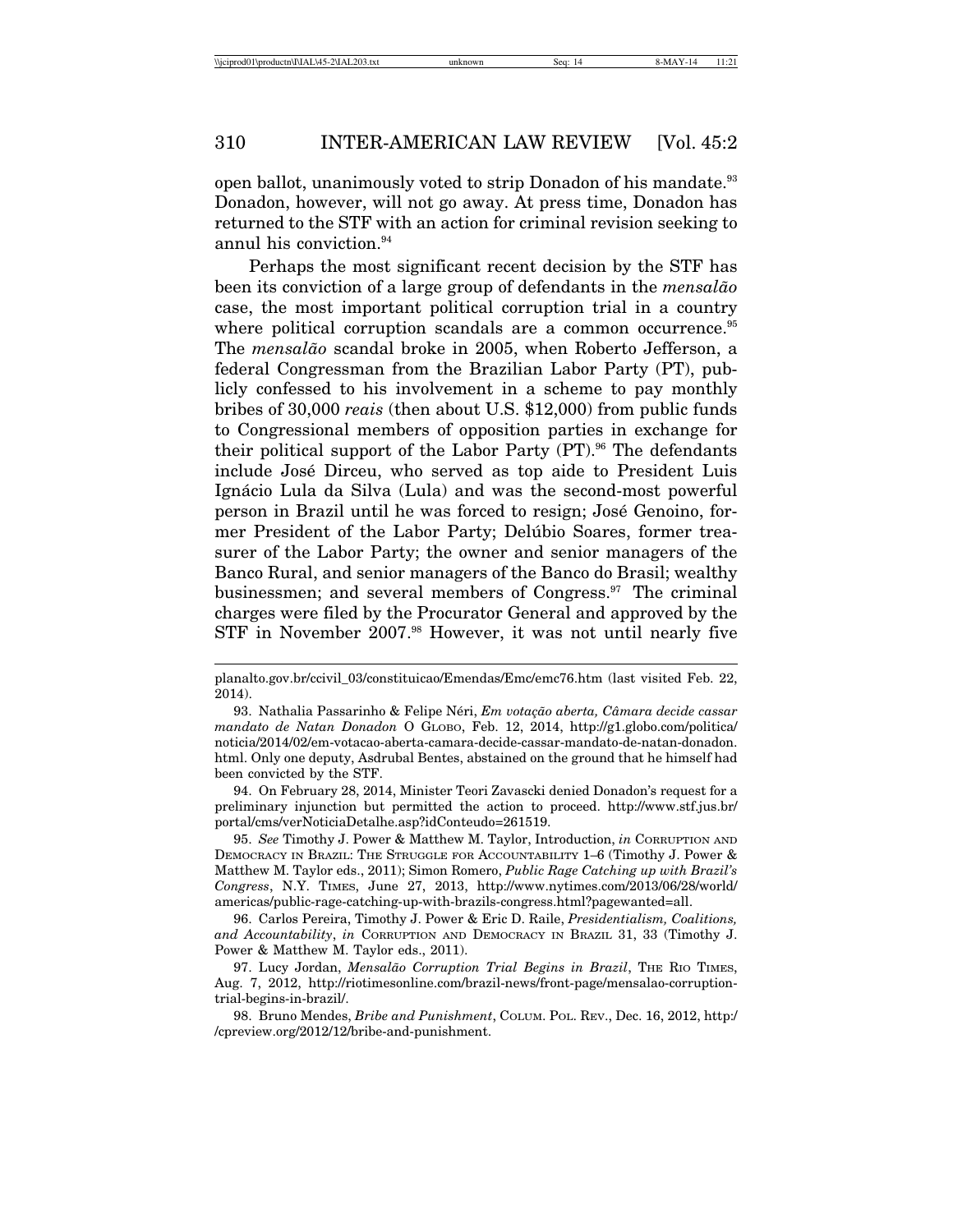open ballot, unanimously voted to strip Donadon of his mandate.[93] Donadon, however, will not go away. At press time, Donadon has returned to the STF with an action for criminal revision seeking to annul his conviction.[94]

Perhaps the most significant recent decision by the STF has been its conviction of a large group of defendants in the *mensalão* case, the most important political corruption trial in a country where political corruption scandals are a common occurrence.[95] The *mensalão* scandal broke in 2005, when Roberto Jefferson, a federal Congressman from the Brazilian Labor Party (PT), publicly confessed to his involvement in a scheme to pay monthly bribes of 30,000 *reais* (then about U.S. $12,000) from public funds to Congressional members of opposition parties in exchange for their political support of the Labor Party (PT).[96] The defendants include José Dirceu, who served as top aide to President Luis Ignácio Lula da Silva (Lula) and was the second-most powerful person in Brazil until he was forced to resign; José Genoino, former President of the Labor Party; Delúbio Soares, former treasurer of the Labor Party; the owner and senior managers of the Banco Rural, and senior managers of the Banco do Brasil; wealthy businessmen; and several members of Congress.[97] The criminal charges were filed by the Procurator General and approved by the STF in November 2007.[98] However, it was not until nearly five

---

planalto.gov.br/ccivil_03/constituicao/Emendas/Emc/emc76.htm (last visited Feb. 22, 2014).

93. Nathalia Passarinho & Felipe Néri, *Em votação aberta, Câmara decide cassar mandato de Natan Donadon* O GLOBO, Feb. 12, 2014, http://g1.globo.com/politica/noticia/2014/02/em-votacao-aberta-camara-decide-cassar-mandato-de-natan-donadon.html. Only one deputy, Asdrubal Bentes, abstained on the ground that he himself had been convicted by the STF.

94. On February 28, 2014, Minister Teori Zavascki denied Donadon's request for a preliminary injunction but permitted the action to proceed. http://www.stf.jus.br/portal/cms/verNoticiaDetalhe.asp?idConteudo=261519.

95. *See* Timothy J. Power & Matthew M. Taylor, Introduction, *in* CORRUPTION AND DEMOCRACY IN BRAZIL: THE STRUGGLE FOR ACCOUNTABILITY 1–6 (Timothy J. Power & Matthew M. Taylor eds., 2011); Simon Romero, *Public Rage Catching up with Brazil's Congress*, N.Y. TIMES, June 27, 2013, http://www.nytimes.com/2013/06/28/world/americas/public-rage-catching-up-with-brazils-congress.html?pagewanted=all.

96. Carlos Pereira, Timothy J. Power & Eric D. Raile, *Presidentialism, Coalitions, and Accountability*, *in* CORRUPTION AND DEMOCRACY IN BRAZIL 31, 33 (Timothy J. Power & Matthew M. Taylor eds., 2011).

97. Lucy Jordan, *Mensalão Corruption Trial Begins in Brazil*, THE RIO TIMES, Aug. 7, 2012, http://riotimesonline.com/brazil-news/front-page/mensalao-corruption-trial-begins-in-brazil/.

98. Bruno Mendes, *Bribe and Punishment*, COLUM. POL. REV., Dec. 16, 2012, http://cpreview.org/2012/12/bribe-and-punishment.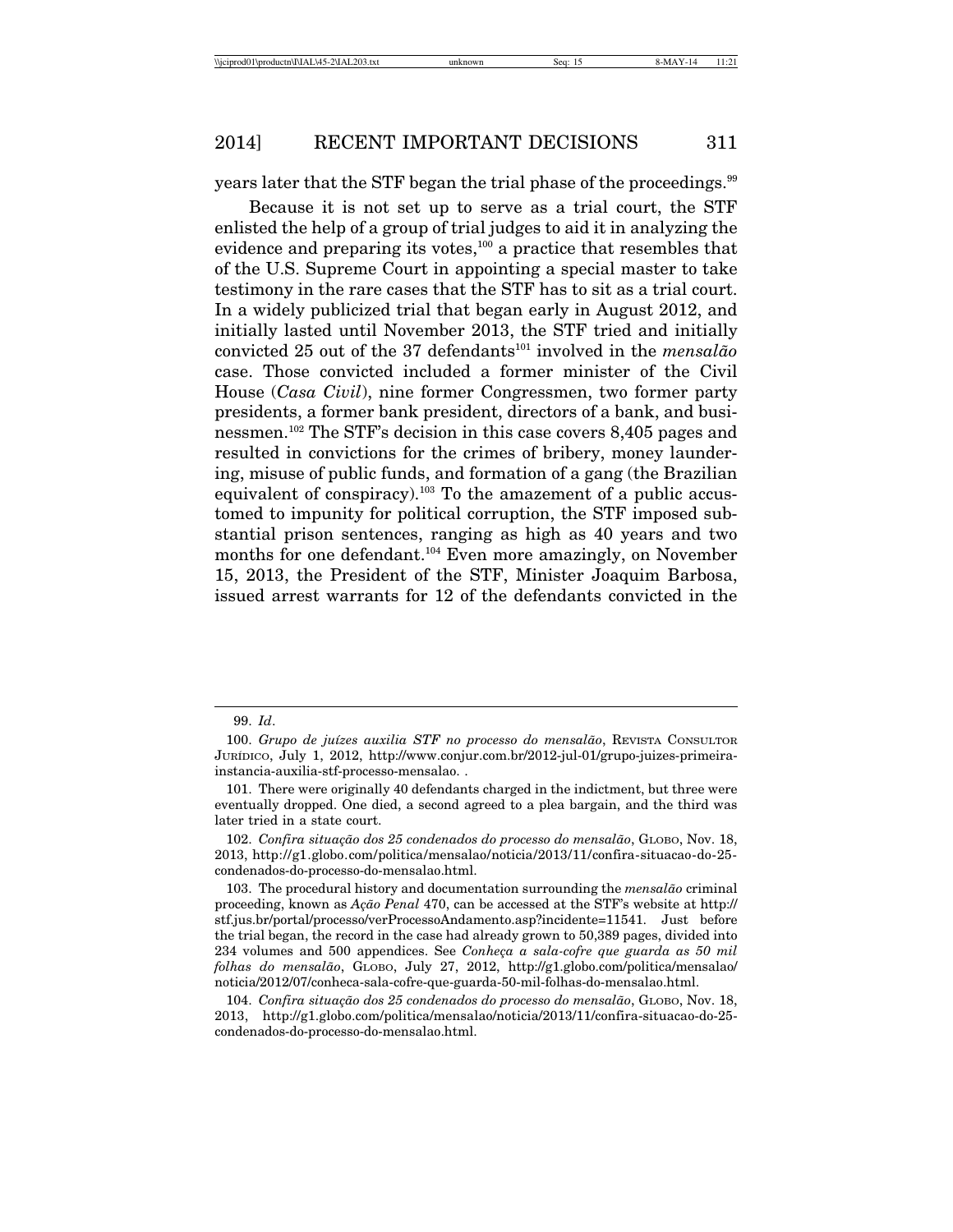years later that the STF began the trial phase of the proceedings.[99]

Because it is not set up to serve as a trial court, the STF enlisted the help of a group of trial judges to aid it in analyzing the evidence and preparing its votes,[100] a practice that resembles that of the U.S. Supreme Court in appointing a special master to take testimony in the rare cases that the STF has to sit as a trial court. In a widely publicized trial that began early in August 2012, and initially lasted until November 2013, the STF tried and initially convicted 25 out of the 37 defendants[101] involved in the *mensalão* case. Those convicted included a former minister of the Civil House (*Casa Civil*), nine former Congressmen, two former party presidents, a former bank president, directors of a bank, and businessmen.[102] The STF's decision in this case covers 8,405 pages and resulted in convictions for the crimes of bribery, money laundering, misuse of public funds, and formation of a gang (the Brazilian equivalent of conspiracy).[103] To the amazement of a public accustomed to impunity for political corruption, the STF imposed substantial prison sentences, ranging as high as 40 years and two months for one defendant.[104] Even more amazingly, on November 15, 2013, the President of the STF, Minister Joaquim Barbosa, issued arrest warrants for 12 of the defendants convicted in the

---

99. *Id*.

100. *Grupo de juízes auxilia STF no processo do mensalão*, REVISTA CONSULTOR JURÍDICO, July 1, 2012, http://www.conjur.com.br/2012-jul-01/grupo-juizes-primeira-instancia-auxilia-stf-processo-mensalao. .

101. There were originally 40 defendants charged in the indictment, but three were eventually dropped. One died, a second agreed to a plea bargain, and the third was later tried in a state court.

102. *Confira situação dos 25 condenados do processo do mensalão*, GLOBO, Nov. 18, 2013, http://g1.globo.com/politica/mensalao/noticia/2013/11/confira-situacao-do-25-condenados-do-processo-do-mensalao.html.

103. The procedural history and documentation surrounding the *mensalão* criminal proceeding, known as *Ação Penal* 470, can be accessed at the STF's website at http://stf.jus.br/portal/processo/verProcessoAndamento.asp?incidente=11541. Just before the trial began, the record in the case had already grown to 50,389 pages, divided into 234 volumes and 500 appendices. See *Conheça a sala-cofre que guarda as 50 mil folhas do mensalão*, GLOBO, July 27, 2012, http://g1.globo.com/politica/mensalao/noticia/2012/07/conheca-sala-cofre-que-guarda-50-mil-folhas-do-mensalao.html.

104. *Confira situação dos 25 condenados do processo do mensalão*, GLOBO, Nov. 18, 2013, http://g1.globo.com/politica/mensalao/noticia/2013/11/confira-situacao-do-25-condenados-do-processo-do-mensalao.html.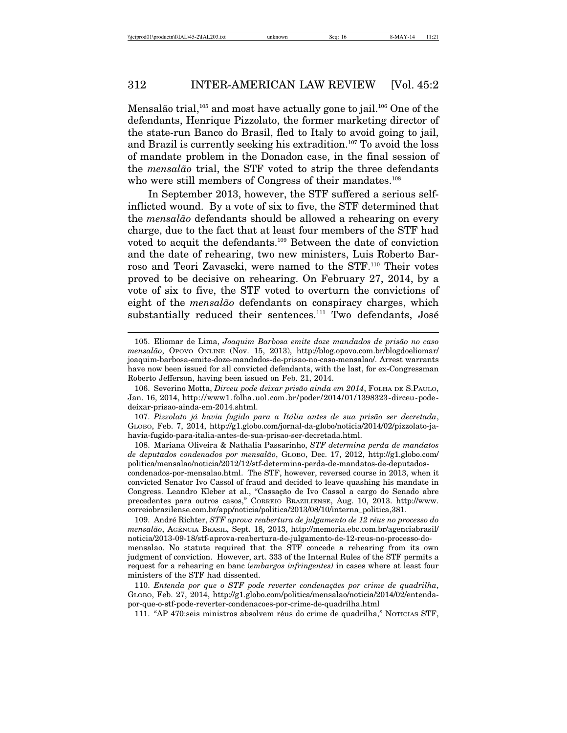Mensalão trial,[105] and most have actually gone to jail.[106] One of the defendants, Henrique Pizzolato, the former marketing director of the state-run Banco do Brasil, fled to Italy to avoid going to jail, and Brazil is currently seeking his extradition.[107] To avoid the loss of mandate problem in the Donadon case, in the final session of the *mensalão* trial, the STF voted to strip the three defendants who were still members of Congress of their mandates.[108]

In September 2013, however, the STF suffered a serious self-inflicted wound. By a vote of six to five, the STF determined that the *mensalão* defendants should be allowed a rehearing on every charge, due to the fact that at least four members of the STF had voted to acquit the defendants.[109] Between the date of conviction and the date of rehearing, two new ministers, Luis Roberto Barroso and Teori Zavascki, were named to the STF.[110] Their votes proved to be decisive on rehearing. On February 27, 2014, by a vote of six to five, the STF voted to overturn the convictions of eight of the *mensalão* defendants on conspiracy charges, which substantially reduced their sentences.[111] Two defendants, José

---

105. Eliomar de Lima, *Joaquim Barbosa emite doze mandados de prisão no caso mensalão*, OPOVO ONLINE (Nov. 15, 2013), http://blog.opovo.com.br/blogdoeliomar/joaquim-barbosa-emite-doze-mandados-de-prisao-no-caso-mensalao/. Arrest warrants have now been issued for all convicted defendants, with the last, for ex-Congressman Roberto Jefferson, having been issued on Feb. 21, 2014.

106. Severino Motta, *Dirceu pode deixar prisão ainda em 2014*, FOLHA DE S.PAULO, Jan. 16, 2014, http://www1.folha.uol.com.br/poder/2014/01/1398323-dirceu-pode-deixar-prisao-ainda-em-2014.shtml.

107. *Pizzolato já havia fugido para a Itália antes de sua prisão ser decretada*, GLOBO, Feb. 7, 2014, http://g1.globo.com/jornal-da-globo/noticia/2014/02/pizzolato-ja-havia-fugido-para-italia-antes-de-sua-prisao-ser-decretada.html.

108. Mariana Oliveira & Nathalia Passarinho, *STF determina perda de mandatos de deputados condenados por mensalão*, GLOBO, Dec. 17, 2012, http://g1.globo.com/politica/mensalao/noticia/2012/12/stf-determina-perda-de-mandatos-de-deputados-condenados-por-mensalao.html. The STF, however, reversed course in 2013, when it convicted Senator Ivo Cassol of fraud and decided to leave quashing his mandate in Congress. Leandro Kleber at al., "Cassação de Ivo Cassol a cargo do Senado abre precedentes para outros casos," CORREIO BRAZILIENSE, Aug. 10, 2013. http://www.correiobrazilense.com.br/app/noticia/politica/2013/08/10/interna_politica,381.

109. André Richter, *STF aprova reabertura de julgamento de 12 réus no processo do mensalão*, AGÊNCIA BRASIL, Sept. 18, 2013, http://memoria.ebc.com.br/agenciabrasil/noticia/2013-09-18/stf-aprova-reabertura-de-julgamento-de-12-reus-no-processo-do-mensalao. No statute required that the STF concede a rehearing from its own judgment of conviction. However, art. 333 of the Internal Rules of the STF permits a request for a rehearing en banc (*embargos infringentes)* in cases where at least four ministers of the STF had dissented.

110. *Entenda por que o STF pode reverter condenações por crime de quadrilha*, GLOBO, Feb. 27, 2014, http://g1.globo.com/politica/mensalao/noticia/2014/02/entenda-por-que-o-stf-pode-reverter-condenacoes-por-crime-de-quadrilha.html

111. "AP 470:seis ministros absolvem réus do crime de quadrilha," NOTICIAS STF,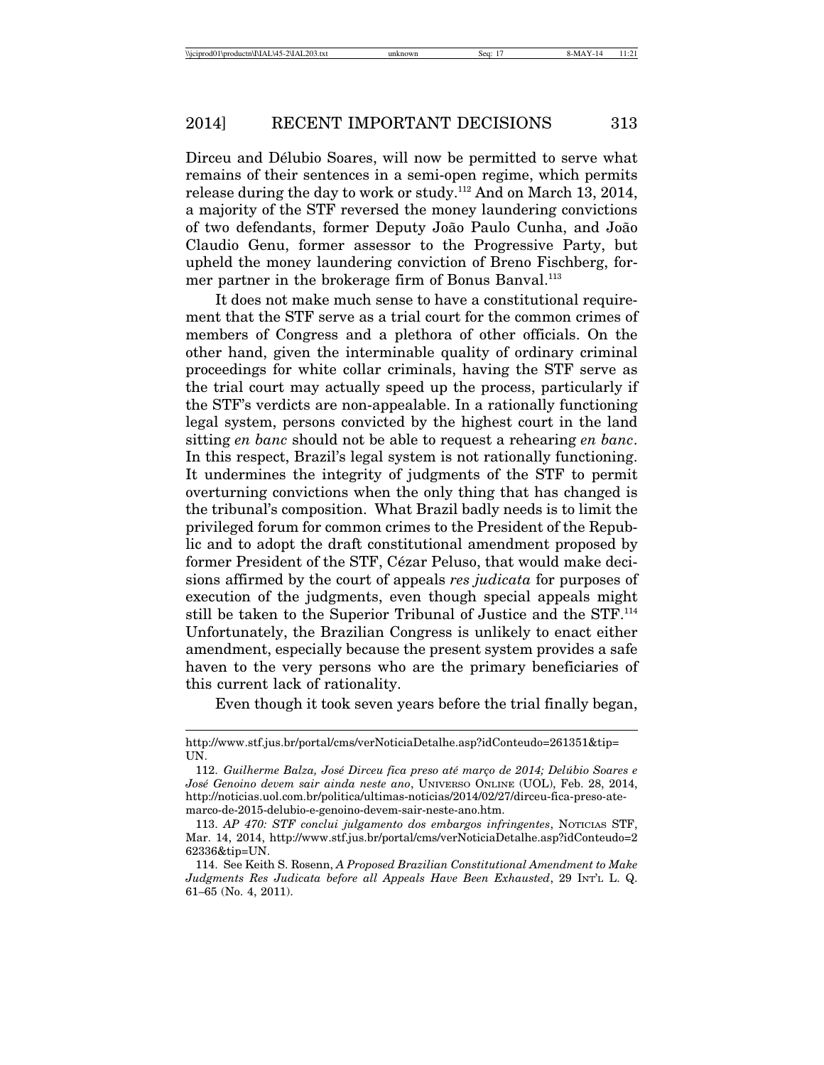Dirceu and Délubio Soares, will now be permitted to serve what remains of their sentences in a semi-open regime, which permits release during the day to work or study.[112] And on March 13, 2014, a majority of the STF reversed the money laundering convictions of two defendants, former Deputy João Paulo Cunha, and João Claudio Genu, former assessor to the Progressive Party, but upheld the money laundering conviction of Breno Fischberg, former partner in the brokerage firm of Bonus Banval.[113]

It does not make much sense to have a constitutional requirement that the STF serve as a trial court for the common crimes of members of Congress and a plethora of other officials. On the other hand, given the interminable quality of ordinary criminal proceedings for white collar criminals, having the STF serve as the trial court may actually speed up the process, particularly if the STF's verdicts are non-appealable. In a rationally functioning legal system, persons convicted by the highest court in the land sitting *en banc* should not be able to request a rehearing *en banc*. In this respect, Brazil's legal system is not rationally functioning. It undermines the integrity of judgments of the STF to permit overturning convictions when the only thing that has changed is the tribunal's composition. What Brazil badly needs is to limit the privileged forum for common crimes to the President of the Republic and to adopt the draft constitutional amendment proposed by former President of the STF, Cézar Peluso, that would make decisions affirmed by the court of appeals *res judicata* for purposes of execution of the judgments, even though special appeals might still be taken to the Superior Tribunal of Justice and the STF.[114] Unfortunately, the Brazilian Congress is unlikely to enact either amendment, especially because the present system provides a safe haven to the very persons who are the primary beneficiaries of this current lack of rationality.

Even though it took seven years before the trial finally began,

---

http://www.stf.jus.br/portal/cms/verNoticiaDetalhe.asp?idConteudo=261351&tip=UN.

112. *Guilherme Balza, José Dirceu fica preso até março de 2014; Delúbio Soares e José Genoino devem sair ainda neste ano*, UNIVERSO ONLINE (UOL), Feb. 28, 2014, http://noticias.uol.com.br/politica/ultimas-noticias/2014/02/27/dirceu-fica-preso-ate-marco-de-2015-delubio-e-genoino-devem-sair-neste-ano.htm.

113. *AP 470: STF conclui julgamento dos embargos infringentes*, NOTICIAS STF, Mar. 14, 2014, http://www.stf.jus.br/portal/cms/verNoticiaDetalhe.asp?idConteudo=262336&tip=UN.

114. See Keith S. Rosenn, *A Proposed Brazilian Constitutional Amendment to Make Judgments Res Judicata before all Appeals Have Been Exhausted*, 29 INT'L L. Q. 61–65 (No. 4, 2011).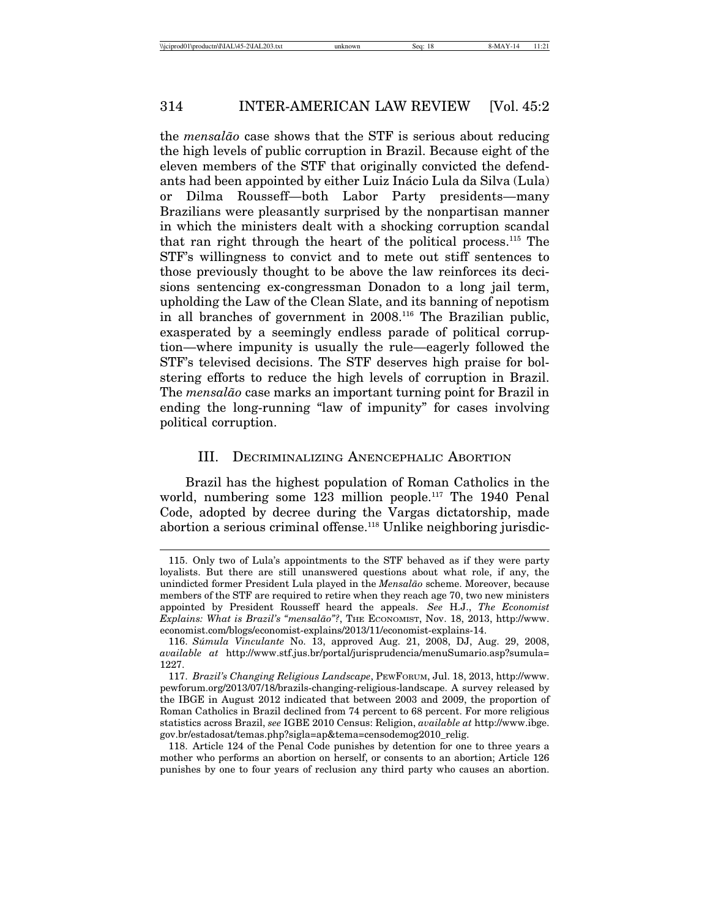the *mensalão* case shows that the STF is serious about reducing the high levels of public corruption in Brazil. Because eight of the eleven members of the STF that originally convicted the defendants had been appointed by either Luiz Inácio Lula da Silva (Lula) or Dilma Rousseff—both Labor Party presidents—many Brazilians were pleasantly surprised by the nonpartisan manner in which the ministers dealt with a shocking corruption scandal that ran right through the heart of the political process.[115] The STF's willingness to convict and to mete out stiff sentences to those previously thought to be above the law reinforces its decisions sentencing ex-congressman Donadon to a long jail term, upholding the Law of the Clean Slate, and its banning of nepotism in all branches of government in 2008.[116] The Brazilian public, exasperated by a seemingly endless parade of political corruption—where impunity is usually the rule—eagerly followed the STF's televised decisions. The STF deserves high praise for bolstering efforts to reduce the high levels of corruption in Brazil. The *mensalão* case marks an important turning point for Brazil in ending the long-running "law of impunity" for cases involving political corruption.

## III. Decriminalizing Anencephalic Abortion

Brazil has the highest population of Roman Catholics in the world, numbering some 123 million people.[117] The 1940 Penal Code, adopted by decree during the Vargas dictatorship, made abortion a serious criminal offense.[118] Unlike neighboring jurisdic-

---

115. Only two of Lula's appointments to the STF behaved as if they were party loyalists. But there are still unanswered questions about what role, if any, the unindicted former President Lula played in the *Mensalão* scheme. Moreover, because members of the STF are required to retire when they reach age 70, two new ministers appointed by President Rousseff heard the appeals. *See* H.J., *The Economist Explains: What is Brazil's "mensalão"?*, The Economist, Nov. 18, 2013, http://www.economist.com/blogs/economist-explains/2013/11/economist-explains-14.

116. *Súmula Vinculante* No. 13, approved Aug. 21, 2008, DJ, Aug. 29, 2008, *available at* http://www.stf.jus.br/portal/jurisprudencia/menuSumario.asp?sumula=1227.

117. *Brazil's Changing Religious Landscape*, PewForum, Jul. 18, 2013, http://www.pewforum.org/2013/07/18/brazils-changing-religious-landscape. A survey released by the IBGE in August 2012 indicated that between 2003 and 2009, the proportion of Roman Catholics in Brazil declined from 74 percent to 68 percent. For more religious statistics across Brazil, *see* IGBE 2010 Census: Religion, *available at* http://www.ibge.gov.br/estadosat/temas.php?sigla=ap&tema=censodemog2010_relig.

118. Article 124 of the Penal Code punishes by detention for one to three years a mother who performs an abortion on herself, or consents to an abortion; Article 126 punishes by one to four years of reclusion any third party who causes an abortion.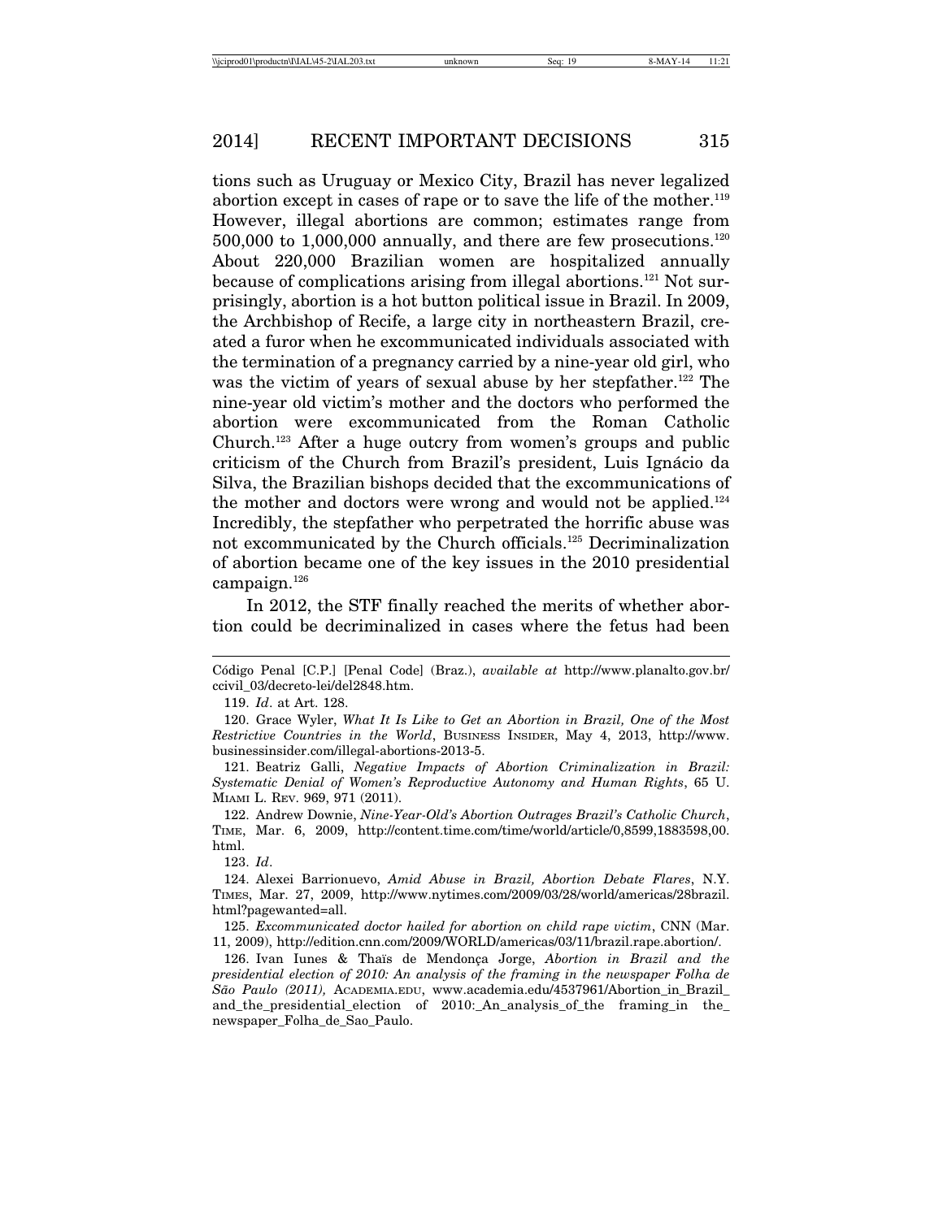tions such as Uruguay or Mexico City, Brazil has never legalized abortion except in cases of rape or to save the life of the mother.[119] However, illegal abortions are common; estimates range from 500,000 to 1,000,000 annually, and there are few prosecutions.[120] About 220,000 Brazilian women are hospitalized annually because of complications arising from illegal abortions.[121] Not surprisingly, abortion is a hot button political issue in Brazil. In 2009, the Archbishop of Recife, a large city in northeastern Brazil, created a furor when he excommunicated individuals associated with the termination of a pregnancy carried by a nine-year old girl, who was the victim of years of sexual abuse by her stepfather.[122] The nine-year old victim's mother and the doctors who performed the abortion were excommunicated from the Roman Catholic Church.[123] After a huge outcry from women's groups and public criticism of the Church from Brazil's president, Luis Ignácio da Silva, the Brazilian bishops decided that the excommunications of the mother and doctors were wrong and would not be applied.[124] Incredibly, the stepfather who perpetrated the horrific abuse was not excommunicated by the Church officials.[125] Decriminalization of abortion became one of the key issues in the 2010 presidential campaign.[126]

In 2012, the STF finally reached the merits of whether abortion could be decriminalized in cases where the fetus had been

---

Código Penal [C.P.] [Penal Code] (Braz.), *available at* http://www.planalto.gov.br/ccivil_03/decreto-lei/del2848.htm.

119. *Id*. at Art. 128.

120. Grace Wyler, *What It Is Like to Get an Abortion in Brazil, One of the Most Restrictive Countries in the World*, Business Insider, May 4, 2013, http://www.businessinsider.com/illegal-abortions-2013-5.

121. Beatriz Galli, *Negative Impacts of Abortion Criminalization in Brazil: Systematic Denial of Women's Reproductive Autonomy and Human Rights*, 65 U. Miami L. Rev. 969, 971 (2011).

122. Andrew Downie, *Nine-Year-Old's Abortion Outrages Brazil's Catholic Church*, Time, Mar. 6, 2009, http://content.time.com/time/world/article/0,8599,1883598,00.html.

123. *Id*.

124. Alexei Barrionuevo, *Amid Abuse in Brazil, Abortion Debate Flares*, N.Y. Times, Mar. 27, 2009, http://www.nytimes.com/2009/03/28/world/americas/28brazil.html?pagewanted=all.

125. *Excommunicated doctor hailed for abortion on child rape victim*, CNN (Mar. 11, 2009), http://edition.cnn.com/2009/WORLD/americas/03/11/brazil.rape.abortion/.

126. Ivan Iunes & Thaïs de Mendonça Jorge, *Abortion in Brazil and the presidential election of 2010: An analysis of the framing in the newspaper Folha de São Paulo (2011),* Academia.edu, www.academia.edu/4537961/Abortion_in_Brazil_and_the_presidential_election of 2010:_An_analysis_of_the framing_in the_newspaper_Folha_de_Sao_Paulo.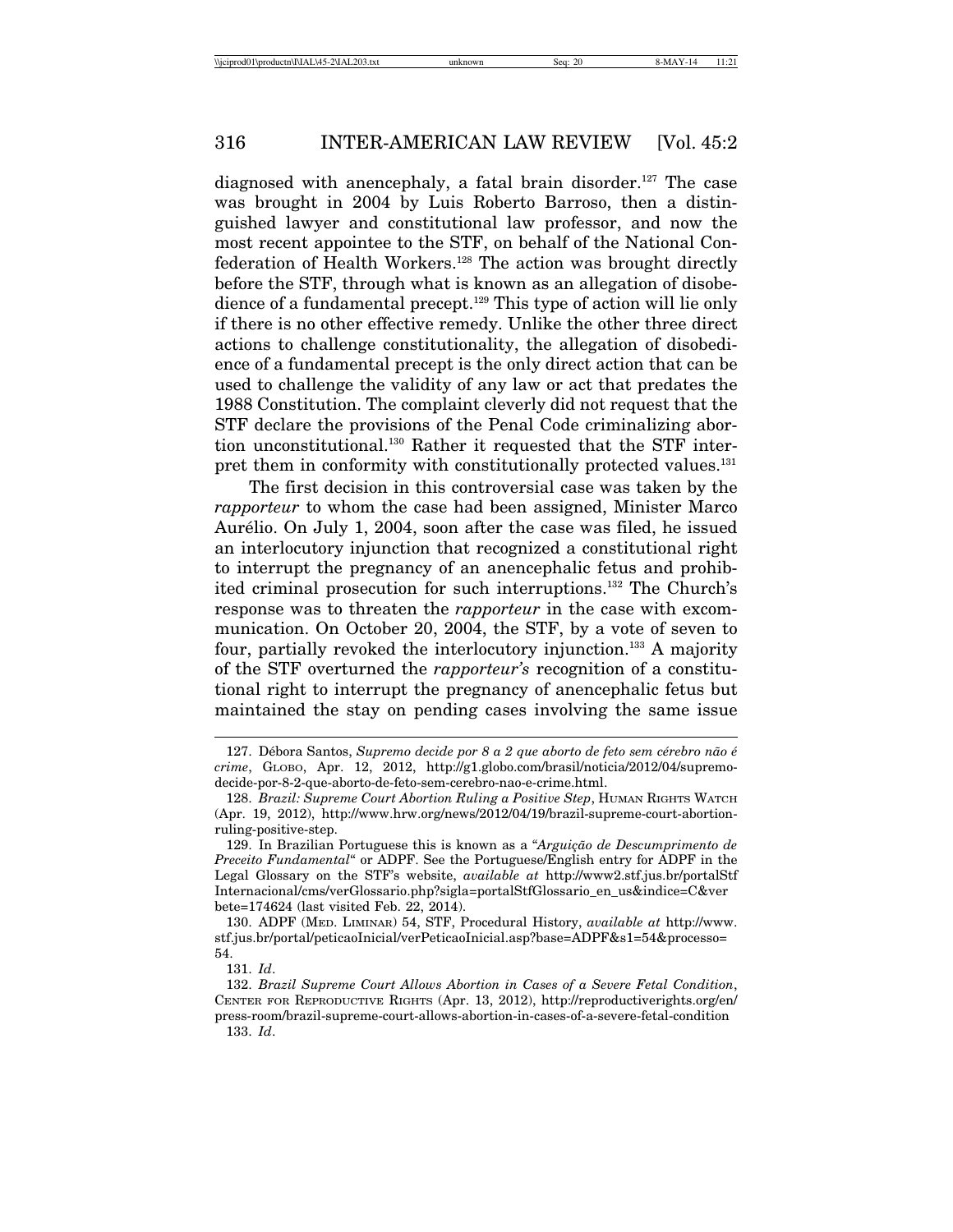diagnosed with anencephaly, a fatal brain disorder.[127] The case was brought in 2004 by Luis Roberto Barroso, then a distinguished lawyer and constitutional law professor, and now the most recent appointee to the STF, on behalf of the National Confederation of Health Workers.[128] The action was brought directly before the STF, through what is known as an allegation of disobedience of a fundamental precept.[129] This type of action will lie only if there is no other effective remedy. Unlike the other three direct actions to challenge constitutionality, the allegation of disobedience of a fundamental precept is the only direct action that can be used to challenge the validity of any law or act that predates the 1988 Constitution. The complaint cleverly did not request that the STF declare the provisions of the Penal Code criminalizing abortion unconstitutional.[130] Rather it requested that the STF interpret them in conformity with constitutionally protected values.[131]

The first decision in this controversial case was taken by the *rapporteur* to whom the case had been assigned, Minister Marco Aurélio. On July 1, 2004, soon after the case was filed, he issued an interlocutory injunction that recognized a constitutional right to interrupt the pregnancy of an anencephalic fetus and prohibited criminal prosecution for such interruptions.[132] The Church's response was to threaten the *rapporteur* in the case with excommunication. On October 20, 2004, the STF, by a vote of seven to four, partially revoked the interlocutory injunction.[133] A majority of the STF overturned the *rapporteur's* recognition of a constitutional right to interrupt the pregnancy of anencephalic fetus but maintained the stay on pending cases involving the same issue

---

127. Débora Santos, *Supremo decide por 8 a 2 que aborto de feto sem cérebro não é crime*, GLOBO, Apr. 12, 2012, http://g1.globo.com/brasil/noticia/2012/04/supremo-decide-por-8-2-que-aborto-de-feto-sem-cerebro-nao-e-crime.html.

128. *Brazil: Supreme Court Abortion Ruling a Positive Step*, HUMAN RIGHTS WATCH (Apr. 19, 2012), http://www.hrw.org/news/2012/04/19/brazil-supreme-court-abortion-ruling-positive-step.

129. In Brazilian Portuguese this is known as a "*Arguição de Descumprimento de Preceito Fundamental*" or ADPF. See the Portuguese/English entry for ADPF in the Legal Glossary on the STF's website, *available at* http://www2.stf.jus.br/portalStfInternacional/cms/verGlossario.php?sigla=portalStfGlossario_en_us&indice=C&verbete=174624 (last visited Feb. 22, 2014).

130. ADPF (MED. LIMINAR) 54, STF, Procedural History, *available at* http://www.stf.jus.br/portal/peticaoInicial/verPeticaoInicial.asp?base=ADPF&s1=54&processo=54.

131. *Id*.

132. *Brazil Supreme Court Allows Abortion in Cases of a Severe Fetal Condition*, CENTER FOR REPRODUCTIVE RIGHTS (Apr. 13, 2012), http://reproductiverights.org/en/press-room/brazil-supreme-court-allows-abortion-in-cases-of-a-severe-fetal-condition

133. *Id*.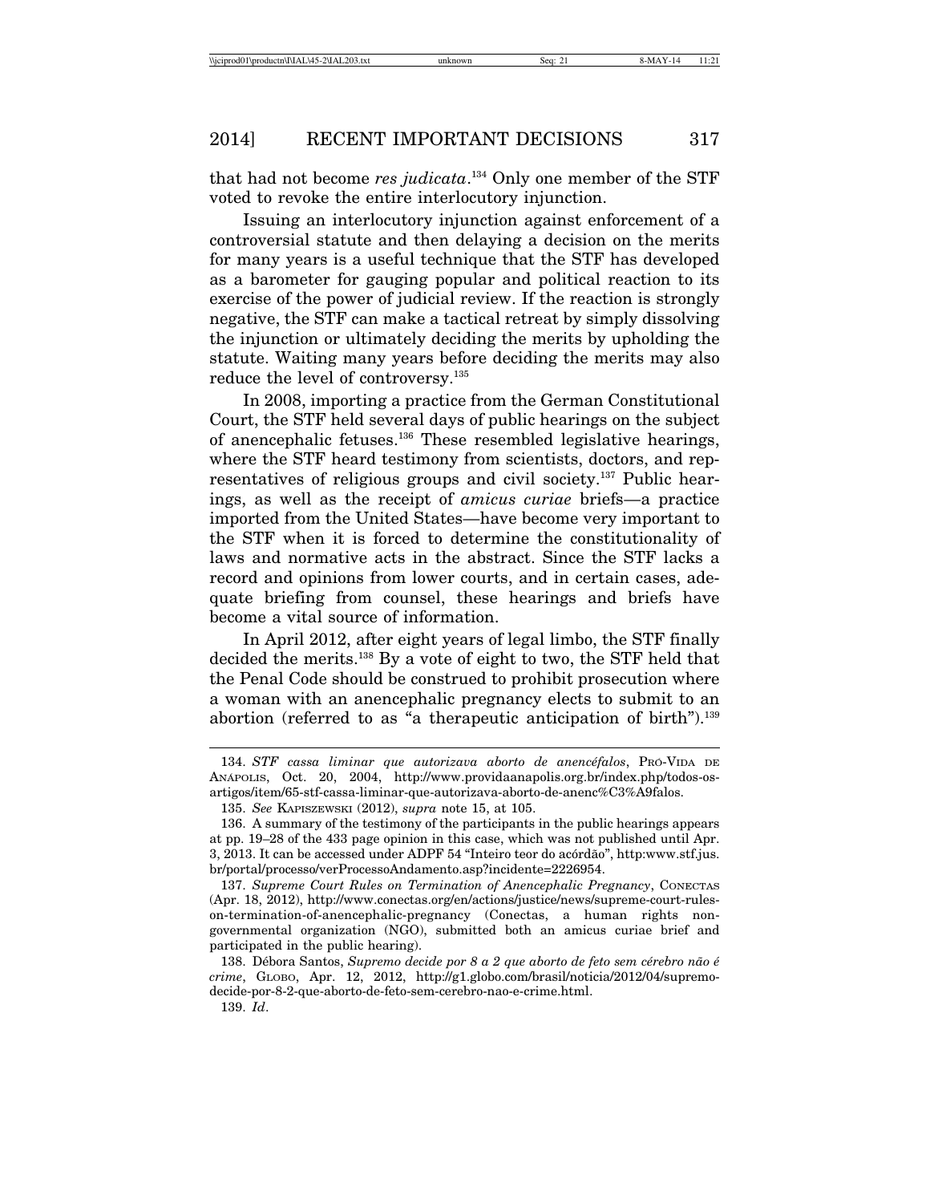that had not become *res judicata*.[134] Only one member of the STF voted to revoke the entire interlocutory injunction.

Issuing an interlocutory injunction against enforcement of a controversial statute and then delaying a decision on the merits for many years is a useful technique that the STF has developed as a barometer for gauging popular and political reaction to its exercise of the power of judicial review. If the reaction is strongly negative, the STF can make a tactical retreat by simply dissolving the injunction or ultimately deciding the merits by upholding the statute. Waiting many years before deciding the merits may also reduce the level of controversy.[135]

In 2008, importing a practice from the German Constitutional Court, the STF held several days of public hearings on the subject of anencephalic fetuses.[136] These resembled legislative hearings, where the STF heard testimony from scientists, doctors, and representatives of religious groups and civil society.[137] Public hearings, as well as the receipt of *amicus curiae* briefs—a practice imported from the United States—have become very important to the STF when it is forced to determine the constitutionality of laws and normative acts in the abstract. Since the STF lacks a record and opinions from lower courts, and in certain cases, adequate briefing from counsel, these hearings and briefs have become a vital source of information.

In April 2012, after eight years of legal limbo, the STF finally decided the merits.[138] By a vote of eight to two, the STF held that the Penal Code should be construed to prohibit prosecution where a woman with an anencephalic pregnancy elects to submit to an abortion (referred to as "a therapeutic anticipation of birth").[139]

---

134. *STF cassa liminar que autorizava aborto de anencéfalos*, PRÓ-VIDA DE ANÁPOLIS, Oct. 20, 2004, http://www.providaanapolis.org.br/index.php/todos-os-artigos/item/65-stf-cassa-liminar-que-autorizava-aborto-de-anenc%C3%A9falos.

135. *See* KAPISZEWSKI (2012), *supra* note 15, at 105.

136. A summary of the testimony of the participants in the public hearings appears at pp. 19–28 of the 433 page opinion in this case, which was not published until Apr. 3, 2013. It can be accessed under ADPF 54 "Inteiro teor do acórdão", http:www.stf.jus.br/portal/processo/verProcessoAndamento.asp?incidente=2226954.

137. *Supreme Court Rules on Termination of Anencephalic Pregnancy*, CONECTAS (Apr. 18, 2012), http://www.conectas.org/en/actions/justice/news/supreme-court-rules-on-termination-of-anencephalic-pregnancy (Conectas, a human rights non-governmental organization (NGO), submitted both an amicus curiae brief and participated in the public hearing).

138. Débora Santos, *Supremo decide por 8 a 2 que aborto de feto sem cérebro não é crime*, GLOBO, Apr. 12, 2012, http://g1.globo.com/brasil/noticia/2012/04/supremo-decide-por-8-2-que-aborto-de-feto-sem-cerebro-nao-e-crime.html.

139. *Id*.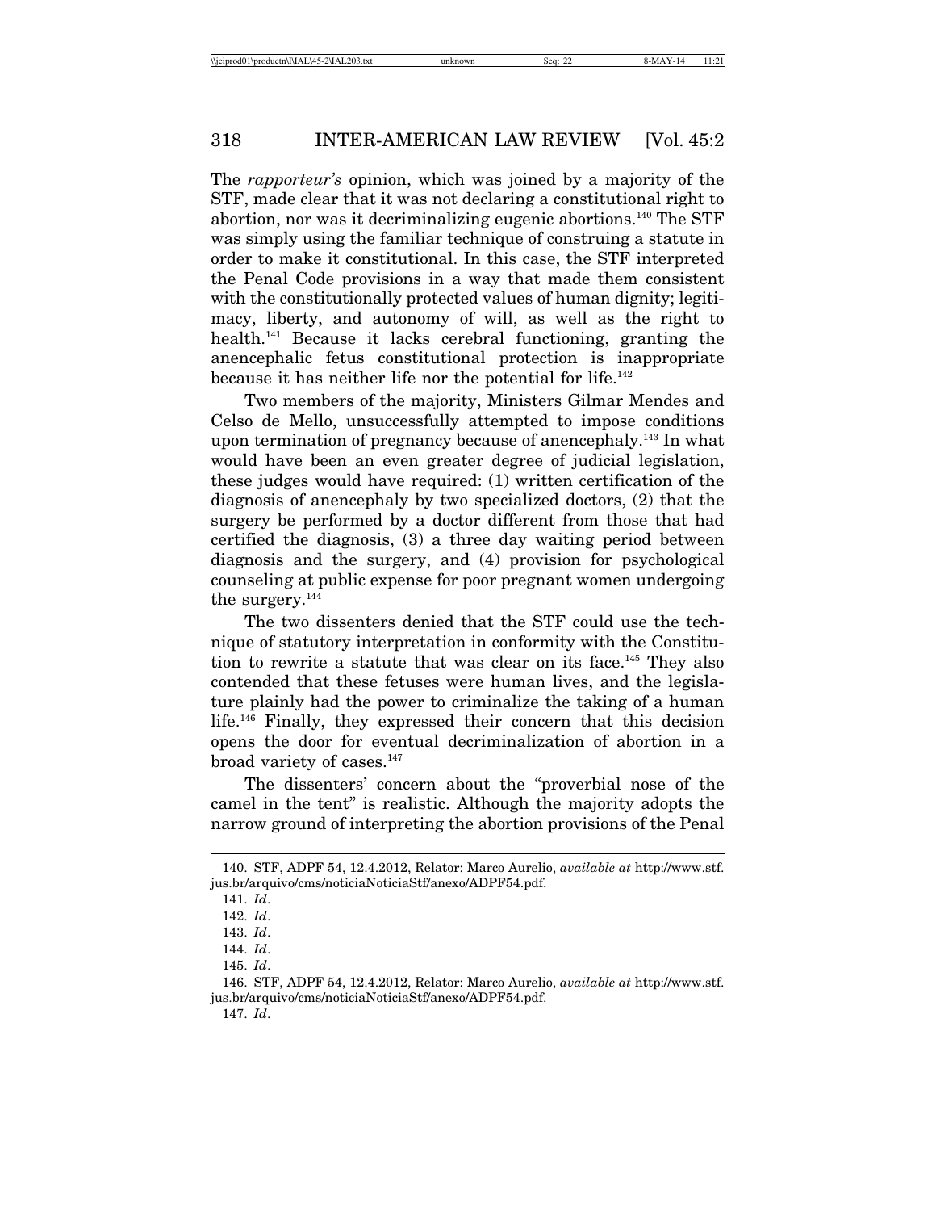The *rapporteur's* opinion, which was joined by a majority of the STF, made clear that it was not declaring a constitutional right to abortion, nor was it decriminalizing eugenic abortions.[140] The STF was simply using the familiar technique of construing a statute in order to make it constitutional. In this case, the STF interpreted the Penal Code provisions in a way that made them consistent with the constitutionally protected values of human dignity; legitimacy, liberty, and autonomy of will, as well as the right to health.[141] Because it lacks cerebral functioning, granting the anencephalic fetus constitutional protection is inappropriate because it has neither life nor the potential for life.[142]

Two members of the majority, Ministers Gilmar Mendes and Celso de Mello, unsuccessfully attempted to impose conditions upon termination of pregnancy because of anencephaly.[143] In what would have been an even greater degree of judicial legislation, these judges would have required: (1) written certification of the diagnosis of anencephaly by two specialized doctors, (2) that the surgery be performed by a doctor different from those that had certified the diagnosis, (3) a three day waiting period between diagnosis and the surgery, and (4) provision for psychological counseling at public expense for poor pregnant women undergoing the surgery.[144]

The two dissenters denied that the STF could use the technique of statutory interpretation in conformity with the Constitution to rewrite a statute that was clear on its face.[145] They also contended that these fetuses were human lives, and the legislature plainly had the power to criminalize the taking of a human life.[146] Finally, they expressed their concern that this decision opens the door for eventual decriminalization of abortion in a broad variety of cases.[147]

The dissenters' concern about the "proverbial nose of the camel in the tent" is realistic. Although the majority adopts the narrow ground of interpreting the abortion provisions of the Penal

140. STF, ADPF 54, 12.4.2012, Relator: Marco Aurelio, *available at* http://www.stf.jus.br/arquivo/cms/noticiaNoticiaStf/anexo/ADPF54.pdf.

141. *Id*.

142. *Id*.

143. *Id*.

144. *Id*.

145. *Id*.

146. STF, ADPF 54, 12.4.2012, Relator: Marco Aurelio, *available at* http://www.stf.jus.br/arquivo/cms/noticiaNoticiaStf/anexo/ADPF54.pdf.

147. *Id*.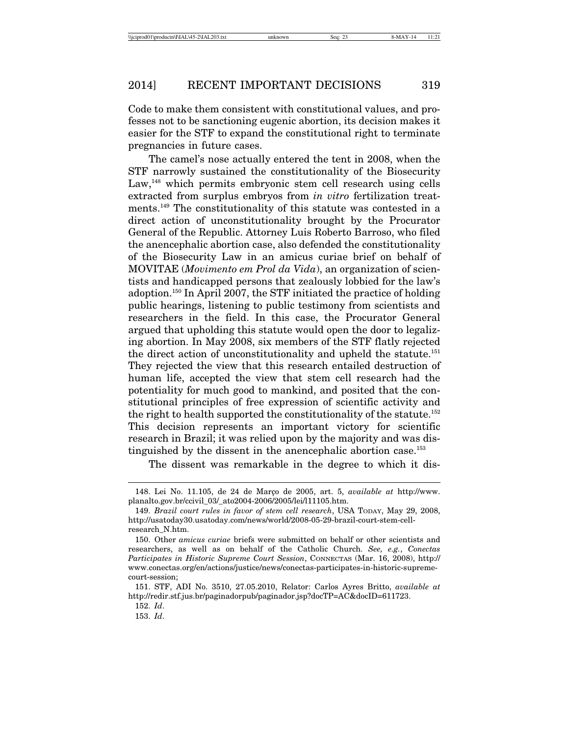Code to make them consistent with constitutional values, and professes not to be sanctioning eugenic abortion, its decision makes it easier for the STF to expand the constitutional right to terminate pregnancies in future cases.

The camel's nose actually entered the tent in 2008, when the STF narrowly sustained the constitutionality of the Biosecurity Law,[148] which permits embryonic stem cell research using cells extracted from surplus embryos from *in vitro* fertilization treatments.[149] The constitutionality of this statute was contested in a direct action of unconstitutionality brought by the Procurator General of the Republic. Attorney Luis Roberto Barroso, who filed the anencephalic abortion case, also defended the constitutionality of the Biosecurity Law in an amicus curiae brief on behalf of MOVITAE (*Movimento em Prol da Vida*), an organization of scientists and handicapped persons that zealously lobbied for the law's adoption.[150] In April 2007, the STF initiated the practice of holding public hearings, listening to public testimony from scientists and researchers in the field. In this case, the Procurator General argued that upholding this statute would open the door to legalizing abortion. In May 2008, six members of the STF flatly rejected the direct action of unconstitutionality and upheld the statute.[151] They rejected the view that this research entailed destruction of human life, accepted the view that stem cell research had the potentiality for much good to mankind, and posited that the constitutional principles of free expression of scientific activity and the right to health supported the constitutionality of the statute.[152] This decision represents an important victory for scientific research in Brazil; it was relied upon by the majority and was distinguished by the dissent in the anencephalic abortion case.[153]

The dissent was remarkable in the degree to which it dis-

---

148. Lei No. 11.105, de 24 de Março de 2005, art. 5, *available at* http://www.planalto.gov.br/ccivil_03/_ato2004-2006/2005/lei/l11105.htm.

149. *Brazil court rules in favor of stem cell research*, USA TODAY, May 29, 2008, http://usatoday30.usatoday.com/news/world/2008-05-29-brazil-court-stem-cell-research_N.htm.

150. Other *amicus curiae* briefs were submitted on behalf or other scientists and researchers, as well as on behalf of the Catholic Church. *See, e.g.*, *Conectas Participates in Historic Supreme Court Session*, CONNECTAS (Mar. 16, 2008), http://www.conectas.org/en/actions/justice/news/conectas-participates-in-historic-supreme-court-session;

151. STF, ADI No. 3510, 27.05.2010, Relator: Carlos Ayres Britto, *available at* http://redir.stf.jus.br/paginadorpub/paginador.jsp?docTP=AC&docID=611723.

152. *Id*.

153. *Id*.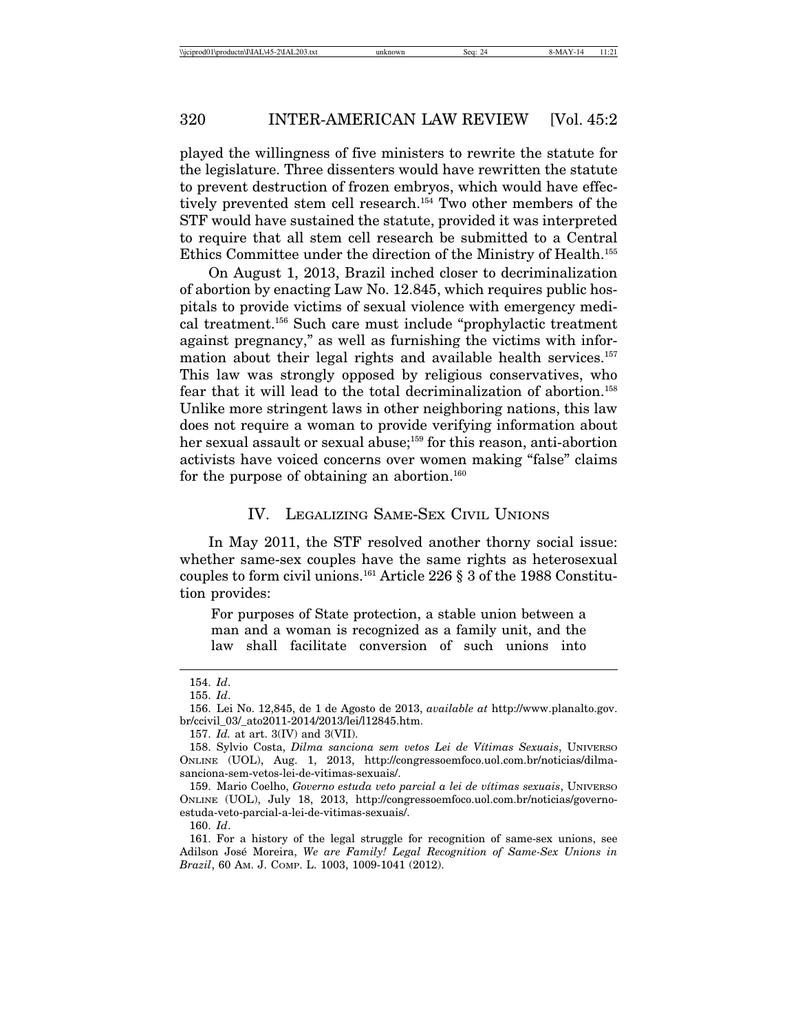played the willingness of five ministers to rewrite the statute for the legislature. Three dissenters would have rewritten the statute to prevent destruction of frozen embryos, which would have effectively prevented stem cell research.[154] Two other members of the STF would have sustained the statute, provided it was interpreted to require that all stem cell research be submitted to a Central Ethics Committee under the direction of the Ministry of Health.[155]

On August 1, 2013, Brazil inched closer to decriminalization of abortion by enacting Law No. 12.845, which requires public hospitals to provide victims of sexual violence with emergency medical treatment.[156] Such care must include "prophylactic treatment against pregnancy," as well as furnishing the victims with information about their legal rights and available health services.[157] This law was strongly opposed by religious conservatives, who fear that it will lead to the total decriminalization of abortion.[158] Unlike more stringent laws in other neighboring nations, this law does not require a woman to provide verifying information about her sexual assault or sexual abuse;[159] for this reason, anti-abortion activists have voiced concerns over women making "false" claims for the purpose of obtaining an abortion.[160]

## IV. Legalizing Same-Sex Civil Unions

In May 2011, the STF resolved another thorny social issue: whether same-sex couples have the same rights as heterosexual couples to form civil unions.[161] Article 226 § 3 of the 1988 Constitution provides:

> For purposes of State protection, a stable union between a man and a woman is recognized as a family unit, and the law shall facilitate conversion of such unions into

---

154. *Id*.

155. *Id*.

156. Lei No. 12,845, de 1 de Agosto de 2013, *available at* http://www.planalto.gov.br/ccivil_03/_ato2011-2014/2013/lei/l12845.htm.

157. *Id.* at art. 3(IV) and 3(VII).

158. Sylvio Costa, *Dilma sanciona sem vetos Lei de Vítimas Sexuais*, Universo Online (UOL), Aug. 1, 2013, http://congressoemfoco.uol.com.br/noticias/dilma-sanciona-sem-vetos-lei-de-vitimas-sexuais/.

159. Mario Coelho, *Governo estuda veto parcial a lei de vítimas sexuais*, Universo Online (UOL), July 18, 2013, http://congressoemfoco.uol.com.br/noticias/governo-estuda-veto-parcial-a-lei-de-vitimas-sexuais/.

160. *Id*.

161. For a history of the legal struggle for recognition of same-sex unions, see Adilson José Moreira, *We are Family! Legal Recognition of Same-Sex Unions in Brazil*, 60 Am. J. Comp. L. 1003, 1009-1041 (2012).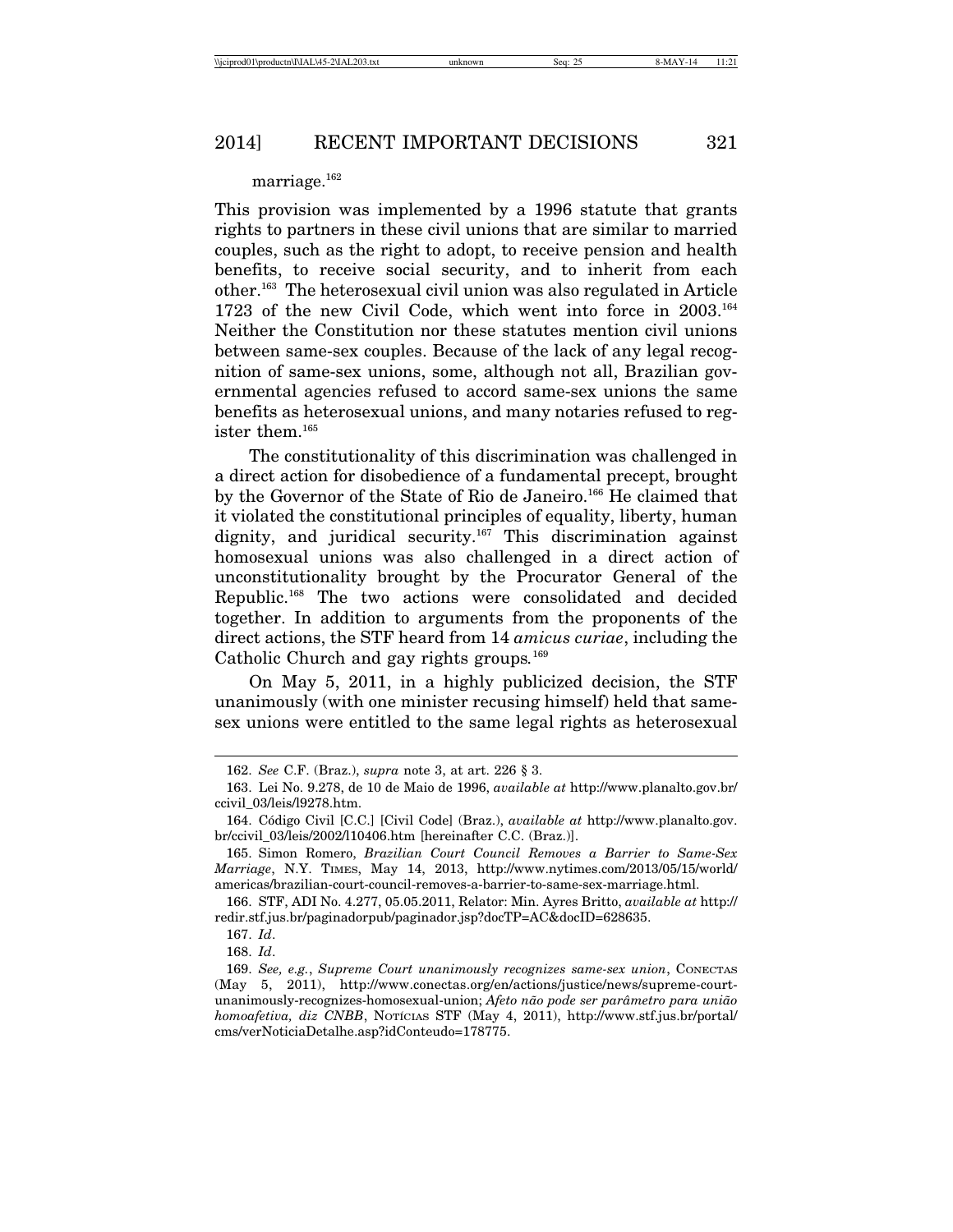marriage.[162]

This provision was implemented by a 1996 statute that grants rights to partners in these civil unions that are similar to married couples, such as the right to adopt, to receive pension and health benefits, to receive social security, and to inherit from each other.[163] The heterosexual civil union was also regulated in Article 1723 of the new Civil Code, which went into force in 2003.[164] Neither the Constitution nor these statutes mention civil unions between same-sex couples. Because of the lack of any legal recognition of same-sex unions, some, although not all, Brazilian governmental agencies refused to accord same-sex unions the same benefits as heterosexual unions, and many notaries refused to register them.[165]

The constitutionality of this discrimination was challenged in a direct action for disobedience of a fundamental precept, brought by the Governor of the State of Rio de Janeiro.[166] He claimed that it violated the constitutional principles of equality, liberty, human dignity, and juridical security.[167] This discrimination against homosexual unions was also challenged in a direct action of unconstitutionality brought by the Procurator General of the Republic.[168] The two actions were consolidated and decided together. In addition to arguments from the proponents of the direct actions, the STF heard from 14 *amicus curiae*, including the Catholic Church and gay rights groups.[169]

On May 5, 2011, in a highly publicized decision, the STF unanimously (with one minister recusing himself) held that same-sex unions were entitled to the same legal rights as heterosexual

---

162. *See* C.F. (Braz.), *supra* note 3, at art. 226 § 3.

163. Lei No. 9.278, de 10 de Maio de 1996, *available at* http://www.planalto.gov.br/ccivil_03/leis/l9278.htm.

164. Código Civil [C.C.] [Civil Code] (Braz.), *available at* http://www.planalto.gov.br/ccivil_03/leis/2002/l10406.htm [hereinafter C.C. (Braz.)].

165. Simon Romero, *Brazilian Court Council Removes a Barrier to Same-Sex Marriage*, N.Y. TIMES, May 14, 2013, http://www.nytimes.com/2013/05/15/world/americas/brazilian-court-council-removes-a-barrier-to-same-sex-marriage.html.

166. STF, ADI No. 4.277, 05.05.2011, Relator: Min. Ayres Britto, *available at* http://redir.stf.jus.br/paginadorpub/paginador.jsp?docTP=AC&docID=628635.

167. *Id*.

168. *Id*.

169. *See, e.g.*, *Supreme Court unanimously recognizes same-sex union*, CONECTAS (May 5, 2011), http://www.conectas.org/en/actions/justice/news/supreme-court-unanimously-recognizes-homosexual-union; *Afeto não pode ser parâmetro para união homoafetiva, diz CNBB*, NOTÍCIAS STF (May 4, 2011), http://www.stf.jus.br/portal/cms/verNoticiaDetalhe.asp?idConteudo=178775.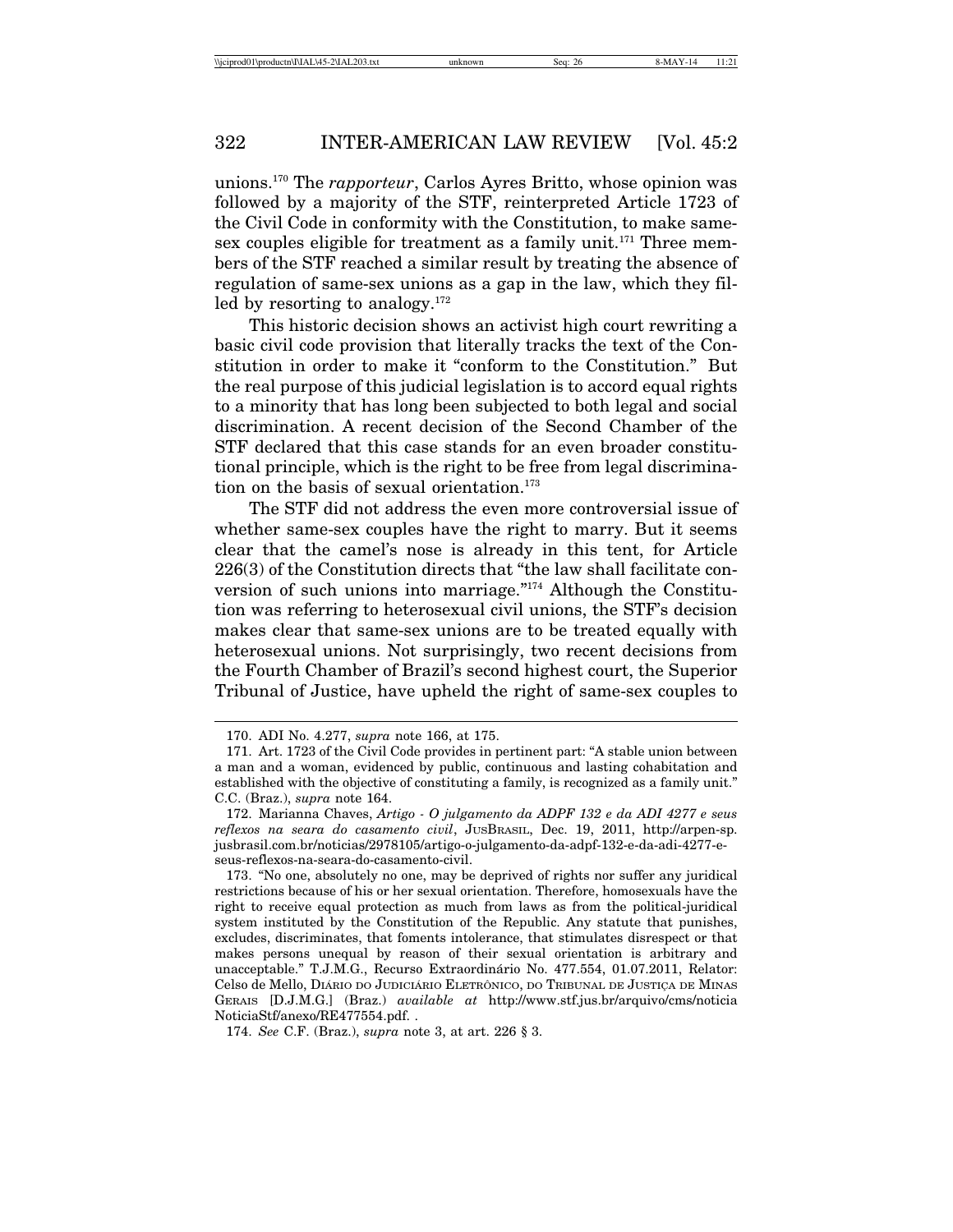unions.[170] The *rapporteur*, Carlos Ayres Britto, whose opinion was followed by a majority of the STF, reinterpreted Article 1723 of the Civil Code in conformity with the Constitution, to make same-sex couples eligible for treatment as a family unit.[171] Three members of the STF reached a similar result by treating the absence of regulation of same-sex unions as a gap in the law, which they filled by resorting to analogy.[172]

This historic decision shows an activist high court rewriting a basic civil code provision that literally tracks the text of the Constitution in order to make it "conform to the Constitution." But the real purpose of this judicial legislation is to accord equal rights to a minority that has long been subjected to both legal and social discrimination. A recent decision of the Second Chamber of the STF declared that this case stands for an even broader constitutional principle, which is the right to be free from legal discrimination on the basis of sexual orientation.[173]

The STF did not address the even more controversial issue of whether same-sex couples have the right to marry. But it seems clear that the camel's nose is already in this tent, for Article 226(3) of the Constitution directs that "the law shall facilitate conversion of such unions into marriage."[174] Although the Constitution was referring to heterosexual civil unions, the STF's decision makes clear that same-sex unions are to be treated equally with heterosexual unions. Not surprisingly, two recent decisions from the Fourth Chamber of Brazil's second highest court, the Superior Tribunal of Justice, have upheld the right of same-sex couples to

---

170. ADI No. 4.277, *supra* note 166, at 175.

171. Art. 1723 of the Civil Code provides in pertinent part: "A stable union between a man and a woman, evidenced by public, continuous and lasting cohabitation and established with the objective of constituting a family, is recognized as a family unit." C.C. (Braz.), *supra* note 164.

172. Marianna Chaves, *Artigo - O julgamento da ADPF 132 e da ADI 4277 e seus reflexos na seara do casamento civil*, JUSBRASIL, Dec. 19, 2011, http://arpen-sp.jusbrasil.com.br/noticias/2978105/artigo-o-julgamento-da-adpf-132-e-da-adi-4277-e-seus-reflexos-na-seara-do-casamento-civil.

173. "No one, absolutely no one, may be deprived of rights nor suffer any juridical restrictions because of his or her sexual orientation. Therefore, homosexuals have the right to receive equal protection as much from laws as from the political-juridical system instituted by the Constitution of the Republic. Any statute that punishes, excludes, discriminates, that foments intolerance, that stimulates disrespect or that makes persons unequal by reason of their sexual orientation is arbitrary and unacceptable." T.J.M.G., Recurso Extraordinário No. 477.554, 01.07.2011, Relator: Celso de Mello, DIÁRIO DO JUDICIÁRIO ELETRÔNICO, DO TRIBUNAL DE JUSTIÇA DE MINAS GERAIS [D.J.M.G.] (Braz.) *available at* http://www.stf.jus.br/arquivo/cms/noticiaNoticiaStf/anexo/RE477554.pdf. .

174. *See* C.F. (Braz.), *supra* note 3, at art. 226 § 3.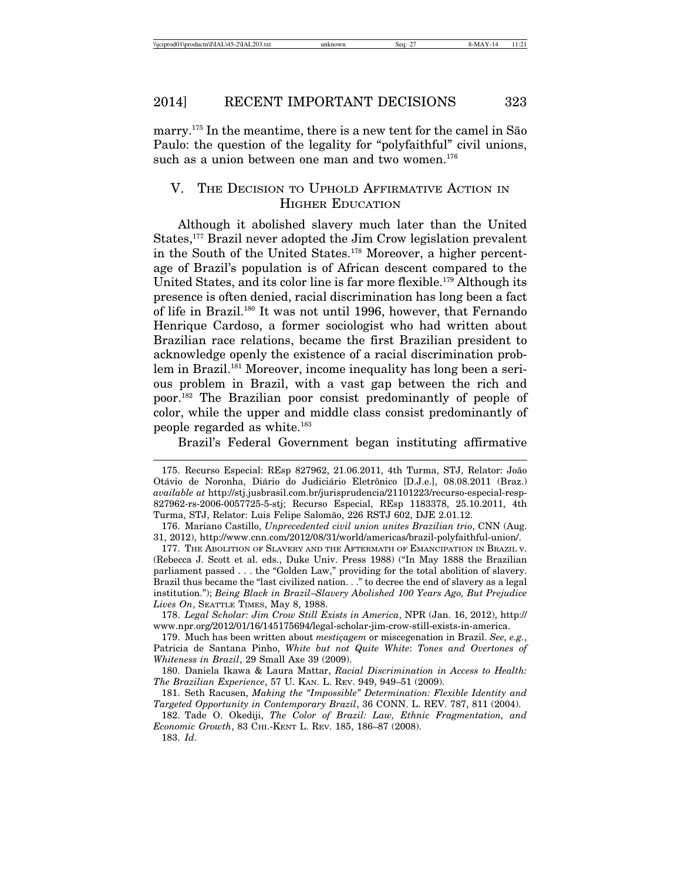marry.[175] In the meantime, there is a new tent for the camel in São Paulo: the question of the legality for "polyfaithful" civil unions, such as a union between one man and two women.[176]

## V. The Decision to Uphold Affirmative Action in Higher Education

Although it abolished slavery much later than the United States,[177] Brazil never adopted the Jim Crow legislation prevalent in the South of the United States.[178] Moreover, a higher percentage of Brazil's population is of African descent compared to the United States, and its color line is far more flexible.[179] Although its presence is often denied, racial discrimination has long been a fact of life in Brazil.[180] It was not until 1996, however, that Fernando Henrique Cardoso, a former sociologist who had written about Brazilian race relations, became the first Brazilian president to acknowledge openly the existence of a racial discrimination problem in Brazil.[181] Moreover, income inequality has long been a serious problem in Brazil, with a vast gap between the rich and poor.[182] The Brazilian poor consist predominantly of people of color, while the upper and middle class consist predominantly of people regarded as white.[183]

Brazil's Federal Government began instituting affirmative

---

175. Recurso Especial: REsp 827962, 21.06.2011, 4th Turma, STJ, Relator: João Otávio de Noronha, Diário do Judiciário Eletrônico [D.J.e.], 08.08.2011 (Braz.) *available at* http://stj.jusbrasil.com.br/jurisprudencia/21101223/recurso-especial-resp-827962-rs-2006-0057725-5-stj; Recurso Especial, REsp 1183378, 25.10.2011, 4th Turma, STJ, Relator: Luis Felipe Salomão, 226 RSTJ 602, DJE 2.01.12.

176. Mariano Castillo, *Unprecedented civil union unites Brazilian trio*, CNN (Aug. 31, 2012), http://www.cnn.com/2012/08/31/world/americas/brazil-polyfaithful-union/.

177. The Abolition of Slavery and the Aftermath of Emancipation in Brazil v. (Rebecca J. Scott et al. eds., Duke Univ. Press 1988) ("In May 1888 the Brazilian parliament passed . . . the "Golden Law," providing for the total abolition of slavery. Brazil thus became the "last civilized nation. . ." to decree the end of slavery as a legal institution."); *Being Black in Brazil–Slavery Abolished 100 Years Ago, But Prejudice Lives On*, Seattle Times, May 8, 1988.

178. *Legal Scholar: Jim Crow Still Exists in America*, NPR (Jan. 16, 2012), http://www.npr.org/2012/01/16/145175694/legal-scholar-jim-crow-still-exists-in-america.

179. Much has been written about *mestiçagem* or miscegenation in Brazil. *See, e.g.*, Patricia de Santana Pinho, *White but not Quite White*: *Tones and Overtones of Whiteness in Brazil*, 29 Small Axe 39 (2009).

180. Daniela Ikawa & Laura Mattar, *Racial Discrimination in Access to Health: The Brazilian Experience*, 57 U. Kan. L. Rev. 949, 949–51 (2009).

181. Seth Racusen, *Making the "Impossible" Determination: Flexible Identity and Targeted Opportunity in Contemporary Brazil*, 36 CONN. L. REV. 787, 811 (2004).

182. Tade O. Okediji, *The Color of Brazil: Law, Ethnic Fragmentation, and Economic Growth*, 83 Chi.-Kent L. Rev. 185, 186–87 (2008).

183. *Id*.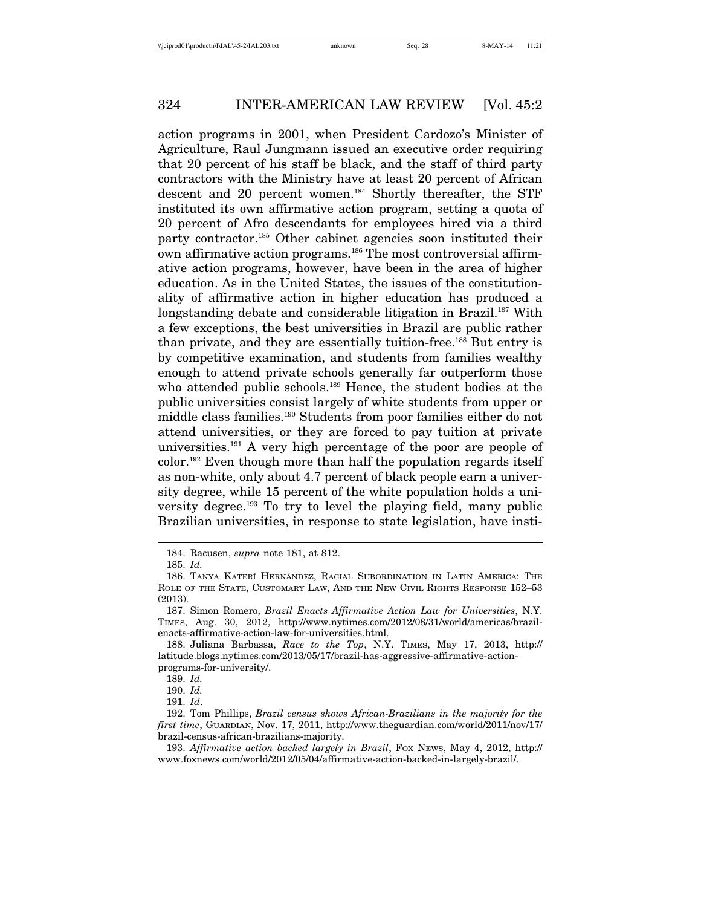action programs in 2001, when President Cardozo's Minister of Agriculture, Raul Jungmann issued an executive order requiring that 20 percent of his staff be black, and the staff of third party contractors with the Ministry have at least 20 percent of African descent and 20 percent women.[184] Shortly thereafter, the STF instituted its own affirmative action program, setting a quota of 20 percent of Afro descendants for employees hired via a third party contractor.[185] Other cabinet agencies soon instituted their own affirmative action programs.[186] The most controversial affirmative action programs, however, have been in the area of higher education. As in the United States, the issues of the constitutionality of affirmative action in higher education has produced a longstanding debate and considerable litigation in Brazil.[187] With a few exceptions, the best universities in Brazil are public rather than private, and they are essentially tuition-free.[188] But entry is by competitive examination, and students from families wealthy enough to attend private schools generally far outperform those who attended public schools.[189] Hence, the student bodies at the public universities consist largely of white students from upper or middle class families.[190] Students from poor families either do not attend universities, or they are forced to pay tuition at private universities.[191] A very high percentage of the poor are people of color.[192] Even though more than half the population regards itself as non-white, only about 4.7 percent of black people earn a university degree, while 15 percent of the white population holds a university degree.[193] To try to level the playing field, many public Brazilian universities, in response to state legislation, have insti-

---

184. Racusen, *supra* note 181, at 812.

185. *Id.*

186. TANYA KATERÍ HERNÁNDEZ, RACIAL SUBORDINATION IN LATIN AMERICA: THE ROLE OF THE STATE, CUSTOMARY LAW, AND THE NEW CIVIL RIGHTS RESPONSE 152–53 (2013).

187. Simon Romero, *Brazil Enacts Affirmative Action Law for Universities*, N.Y. TIMES, Aug. 30, 2012, http://www.nytimes.com/2012/08/31/world/americas/brazil-enacts-affirmative-action-law-for-universities.html.

188. Juliana Barbassa, *Race to the Top*, N.Y. TIMES, May 17, 2013, http://latitude.blogs.nytimes.com/2013/05/17/brazil-has-aggressive-affirmative-action-programs-for-university/.

189. *Id.*

190. *Id.*

191. *Id*.

192. Tom Phillips, *Brazil census shows African-Brazilians in the majority for the first time*, GUARDIAN, Nov. 17, 2011, http://www.theguardian.com/world/2011/nov/17/brazil-census-african-brazilians-majority.

193. *Affirmative action backed largely in Brazil*, FOX NEWS, May 4, 2012, http://www.foxnews.com/world/2012/05/04/affirmative-action-backed-in-largely-brazil/.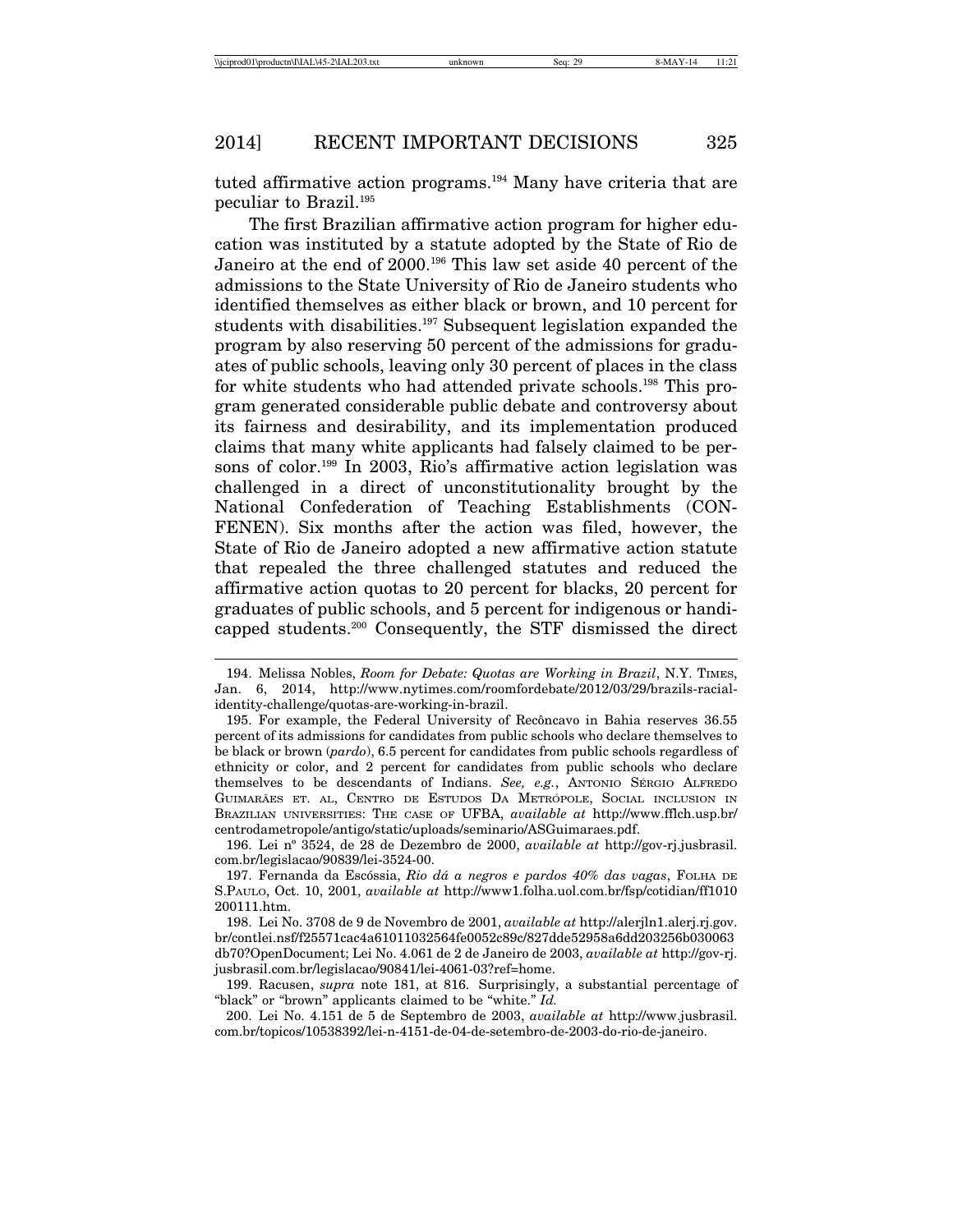tuted affirmative action programs.[194] Many have criteria that are peculiar to Brazil.[195]

The first Brazilian affirmative action program for higher education was instituted by a statute adopted by the State of Rio de Janeiro at the end of 2000.[196] This law set aside 40 percent of the admissions to the State University of Rio de Janeiro students who identified themselves as either black or brown, and 10 percent for students with disabilities.[197] Subsequent legislation expanded the program by also reserving 50 percent of the admissions for graduates of public schools, leaving only 30 percent of places in the class for white students who had attended private schools.[198] This program generated considerable public debate and controversy about its fairness and desirability, and its implementation produced claims that many white applicants had falsely claimed to be persons of color.[199] In 2003, Rio's affirmative action legislation was challenged in a direct of unconstitutionality brought by the National Confederation of Teaching Establishments (CONFENEN). Six months after the action was filed, however, the State of Rio de Janeiro adopted a new affirmative action statute that repealed the three challenged statutes and reduced the affirmative action quotas to 20 percent for blacks, 20 percent for graduates of public schools, and 5 percent for indigenous or handicapped students.[200] Consequently, the STF dismissed the direct

---

194. Melissa Nobles, *Room for Debate: Quotas are Working in Brazil*, N.Y. TIMES, Jan. 6, 2014, http://www.nytimes.com/roomfordebate/2012/03/29/brazils-racial-identity-challenge/quotas-are-working-in-brazil.

195. For example, the Federal University of Recôncavo in Bahia reserves 36.55 percent of its admissions for candidates from public schools who declare themselves to be black or brown (*pardo*), 6.5 percent for candidates from public schools regardless of ethnicity or color, and 2 percent for candidates from public schools who declare themselves to be descendants of Indians. *See, e.g.*, ANTONIO SÉRGIO ALFREDO GUIMARÃES ET. AL, CENTRO DE ESTUDOS DA METRÓPOLE, SOCIAL INCLUSION IN BRAZILIAN UNIVERSITIES: THE CASE OF UFBA, *available at* http://www.fflch.usp.br/centrodametropole/antigo/static/uploads/seminario/ASGuimaraes.pdf.

196. Lei nº 3524, de 28 de Dezembro de 2000, *available at* http://gov-rj.jusbrasil.com.br/legislacao/90839/lei-3524-00.

197. Fernanda da Escóssia, *Rio dá a negros e pardos 40% das vagas*, FOLHA DE S.PAULO, Oct. 10, 2001, *available at* http://www1.folha.uol.com.br/fsp/cotidian/ff1010200111.htm.

198. Lei No. 3708 de 9 de Novembro de 2001, *available at* http://alerjln1.alerj.rj.gov.br/contlei.nsf/f25571cac4a61011032564fe0052c89c/827dde52958a6dd203256b030063db70?OpenDocument; Lei No. 4.061 de 2 de Janeiro de 2003, *available at* http://gov-rj.jusbrasil.com.br/legislacao/90841/lei-4061-03?ref=home.

199. Racusen, *supra* note 181, at 816. Surprisingly, a substantial percentage of "black" or "brown" applicants claimed to be "white." *Id.*

200. Lei No. 4.151 de 5 de Septembro de 2003, *available at* http://www.jusbrasil.com.br/topicos/10538392/lei-n-4151-de-04-de-setembro-de-2003-do-rio-de-janeiro.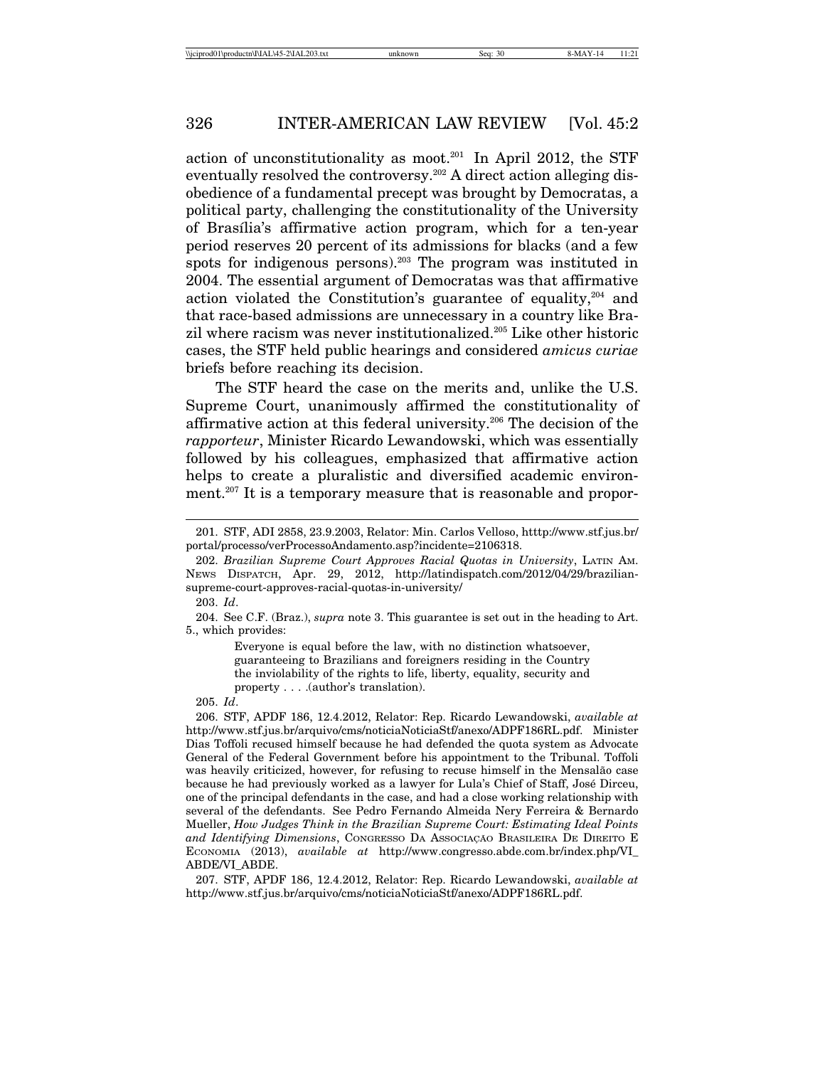action of unconstitutionality as moot.[201] In April 2012, the STF eventually resolved the controversy.[202] A direct action alleging disobedience of a fundamental precept was brought by Democratas, a political party, challenging the constitutionality of the University of Brasília's affirmative action program, which for a ten-year period reserves 20 percent of its admissions for blacks (and a few spots for indigenous persons).[203] The program was instituted in 2004. The essential argument of Democratas was that affirmative action violated the Constitution's guarantee of equality,[204] and that race-based admissions are unnecessary in a country like Brazil where racism was never institutionalized.[205] Like other historic cases, the STF held public hearings and considered *amicus curiae* briefs before reaching its decision.

The STF heard the case on the merits and, unlike the U.S. Supreme Court, unanimously affirmed the constitutionality of affirmative action at this federal university.[206] The decision of the *rapporteur*, Minister Ricardo Lewandowski, which was essentially followed by his colleagues, emphasized that affirmative action helps to create a pluralistic and diversified academic environment.[207] It is a temporary measure that is reasonable and propor-

---

201. STF, ADI 2858, 23.9.2003, Relator: Min. Carlos Velloso, htttp://www.stf.jus.br/portal/processo/verProcessoAndamento.asp?incidente=2106318.

202. *Brazilian Supreme Court Approves Racial Quotas in University*, LATIN AM. NEWS DISPATCH, Apr. 29, 2012, http://latindispatch.com/2012/04/29/brazilian-supreme-court-approves-racial-quotas-in-university/

203. *Id*.

204. See C.F. (Braz.), *supra* note 3. This guarantee is set out in the heading to Art. 5., which provides:

> Everyone is equal before the law, with no distinction whatsoever, guaranteeing to Brazilians and foreigners residing in the Country the inviolability of the rights to life, liberty, equality, security and property . . . .(author's translation).

205. *Id*.

206. STF, APDF 186, 12.4.2012, Relator: Rep. Ricardo Lewandowski, *available at* http://www.stf.jus.br/arquivo/cms/noticiaNoticiaStf/anexo/ADPF186RL.pdf. Minister Dias Toffoli recused himself because he had defended the quota system as Advocate General of the Federal Government before his appointment to the Tribunal. Toffoli was heavily criticized, however, for refusing to recuse himself in the Mensalão case because he had previously worked as a lawyer for Lula's Chief of Staff, José Dirceu, one of the principal defendants in the case, and had a close working relationship with several of the defendants. See Pedro Fernando Almeida Nery Ferreira & Bernardo Mueller, *How Judges Think in the Brazilian Supreme Court: Estimating Ideal Points and Identifying Dimensions*, CONGRESSO DA ASSOCIAÇÃO BRASILEIRA DE DIREITO E ECONOMIA (2013), *available at* http://www.congresso.abde.com.br/index.php/VI_ABDE/VI_ABDE.

207. STF, APDF 186, 12.4.2012, Relator: Rep. Ricardo Lewandowski, *available at* http://www.stf.jus.br/arquivo/cms/noticiaNoticiaStf/anexo/ADPF186RL.pdf.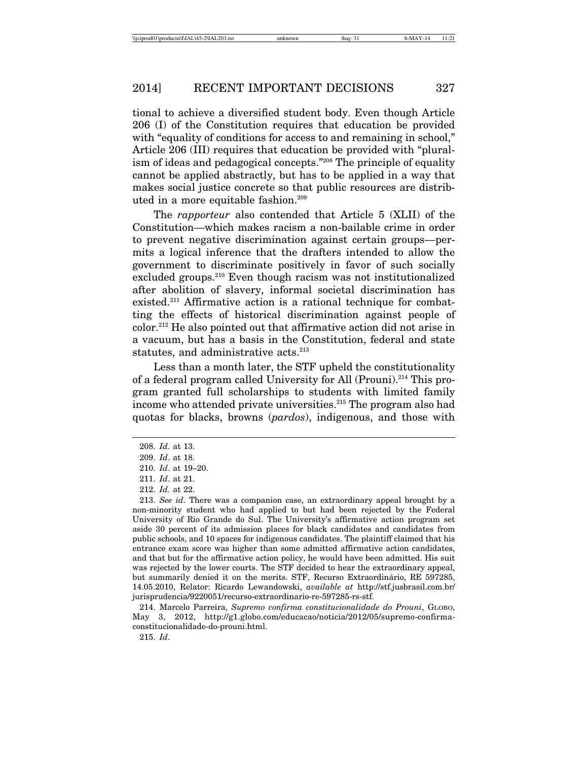tional to achieve a diversified student body. Even though Article 206 (I) of the Constitution requires that education be provided with "equality of conditions for access to and remaining in school," Article 206 (III) requires that education be provided with "pluralism of ideas and pedagogical concepts."[208] The principle of equality cannot be applied abstractly, but has to be applied in a way that makes social justice concrete so that public resources are distributed in a more equitable fashion.[209]

The *rapporteur* also contended that Article 5 (XLII) of the Constitution—which makes racism a non-bailable crime in order to prevent negative discrimination against certain groups—permits a logical inference that the drafters intended to allow the government to discriminate positively in favor of such socially excluded groups.[210] Even though racism was not institutionalized after abolition of slavery, informal societal discrimination has existed.[211] Affirmative action is a rational technique for combatting the effects of historical discrimination against people of color.[212] He also pointed out that affirmative action did not arise in a vacuum, but has a basis in the Constitution, federal and state statutes, and administrative acts.[213]

Less than a month later, the STF upheld the constitutionality of a federal program called University for All (Prouni).[214] This program granted full scholarships to students with limited family income who attended private universities.[215] The program also had quotas for blacks, browns (*pardos*), indigenous, and those with

---

208. *Id.* at 13.

209. *Id*. at 18.

210. *Id*. at 19–20.

211. *Id*. at 21.

212. *Id.* at 22.

213. *See id*. There was a companion case, an extraordinary appeal brought by a non-minority student who had applied to but had been rejected by the Federal University of Rio Grande do Sul. The University's affirmative action program set aside 30 percent of its admission places for black candidates and candidates from public schools, and 10 spaces for indigenous candidates. The plaintiff claimed that his entrance exam score was higher than some admitted affirmative action candidates, and that but for the affirmative action policy, he would have been admitted. His suit was rejected by the lower courts. The STF decided to hear the extraordinary appeal, but summarily denied it on the merits. STF, Recurso Extraordinário, RE 597285, 14.05.2010, Relator: Ricardo Lewandowski, *available at* http://stf.jusbrasil.com.br/jurisprudencia/9220051/recurso-extraordinario-re-597285-rs-stf.

214. Marcelo Parreira, *Supremo confirma constitucionalidade do Prouni*, GLOBO, May 3, 2012, http://g1.globo.com/educacao/noticia/2012/05/supremo-confirma-constitucionalidade-do-prouni.html.

215. *Id*.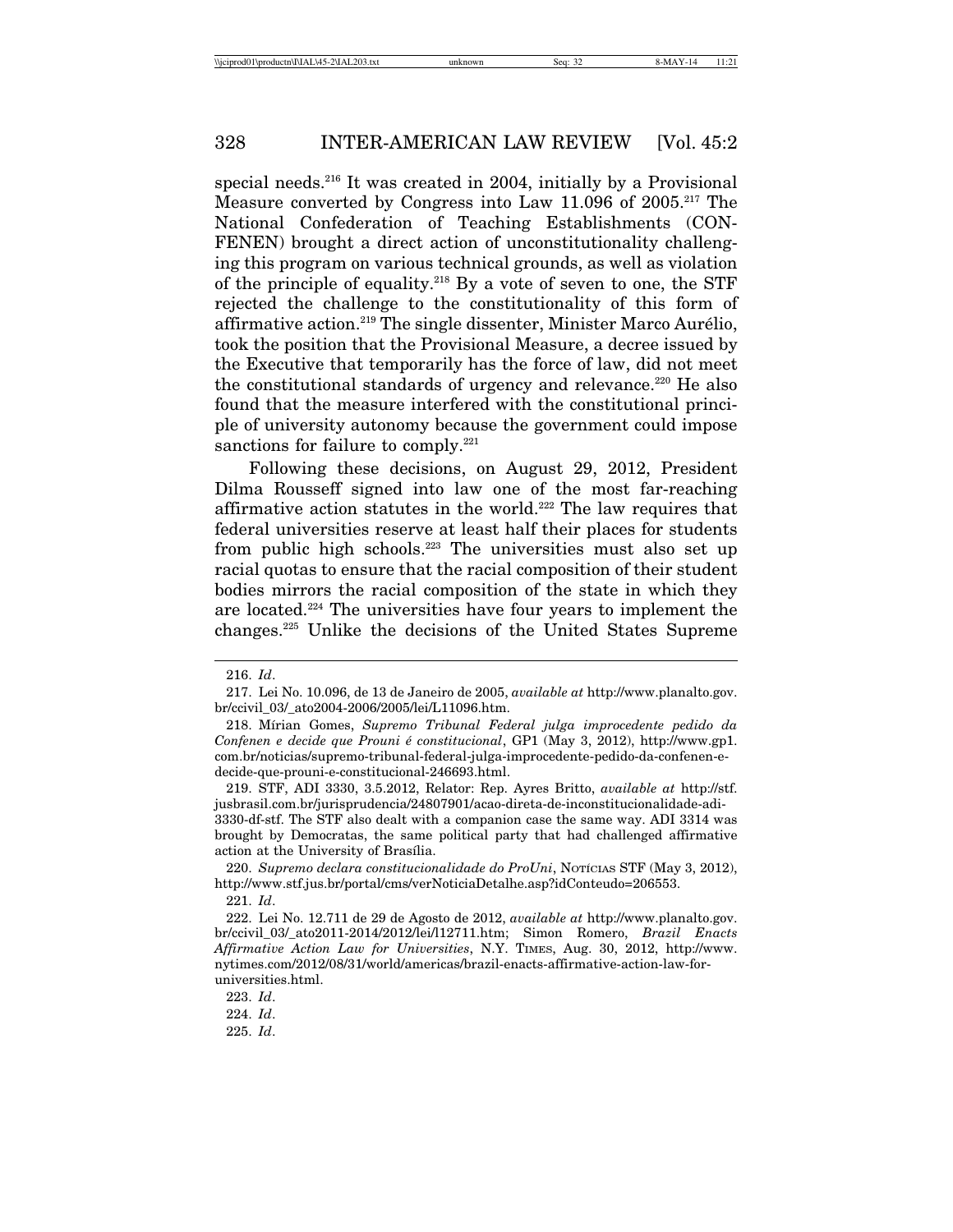special needs.[216] It was created in 2004, initially by a Provisional Measure converted by Congress into Law 11.096 of 2005.[217] The National Confederation of Teaching Establishments (CONFENEN) brought a direct action of unconstitutionality challenging this program on various technical grounds, as well as violation of the principle of equality.[218] By a vote of seven to one, the STF rejected the challenge to the constitutionality of this form of affirmative action.[219] The single dissenter, Minister Marco Aurélio, took the position that the Provisional Measure, a decree issued by the Executive that temporarily has the force of law, did not meet the constitutional standards of urgency and relevance.[220] He also found that the measure interfered with the constitutional principle of university autonomy because the government could impose sanctions for failure to comply.[221]

Following these decisions, on August 29, 2012, President Dilma Rousseff signed into law one of the most far-reaching affirmative action statutes in the world.[222] The law requires that federal universities reserve at least half their places for students from public high schools.[223] The universities must also set up racial quotas to ensure that the racial composition of their student bodies mirrors the racial composition of the state in which they are located.[224] The universities have four years to implement the changes.[225] Unlike the decisions of the United States Supreme

---

216. *Id*.

217. Lei No. 10.096, de 13 de Janeiro de 2005, *available at* http://www.planalto.gov.br/ccivil_03/_ato2004-2006/2005/lei/L11096.htm.

218. Mírian Gomes, *Supremo Tribunal Federal julga improcedente pedido da Confenen e decide que Prouni é constitucional*, GP1 (May 3, 2012), http://www.gp1.com.br/noticias/supremo-tribunal-federal-julga-improcedente-pedido-da-confenen-e-decide-que-prouni-e-constitucional-246693.html.

219. STF, ADI 3330, 3.5.2012, Relator: Rep. Ayres Britto, *available at* http://stf.jusbrasil.com.br/jurisprudencia/24807901/acao-direta-de-inconstitucionalidade-adi-3330-df-stf. The STF also dealt with a companion case the same way. ADI 3314 was brought by Democratas, the same political party that had challenged affirmative action at the University of Brasília.

220. *Supremo declara constitucionalidade do ProUni*, NOTÍCIAS STF (May 3, 2012), http://www.stf.jus.br/portal/cms/verNoticiaDetalhe.asp?idConteudo=206553.

221. *Id*.

222. Lei No. 12.711 de 29 de Agosto de 2012, *available at* http://www.planalto.gov.br/ccivil_03/_ato2011-2014/2012/lei/l12711.htm; Simon Romero, *Brazil Enacts Affirmative Action Law for Universities*, N.Y. TIMES, Aug. 30, 2012, http://www.nytimes.com/2012/08/31/world/americas/brazil-enacts-affirmative-action-law-for-universities.html.

223. *Id*.

224. *Id*.

225. *Id*.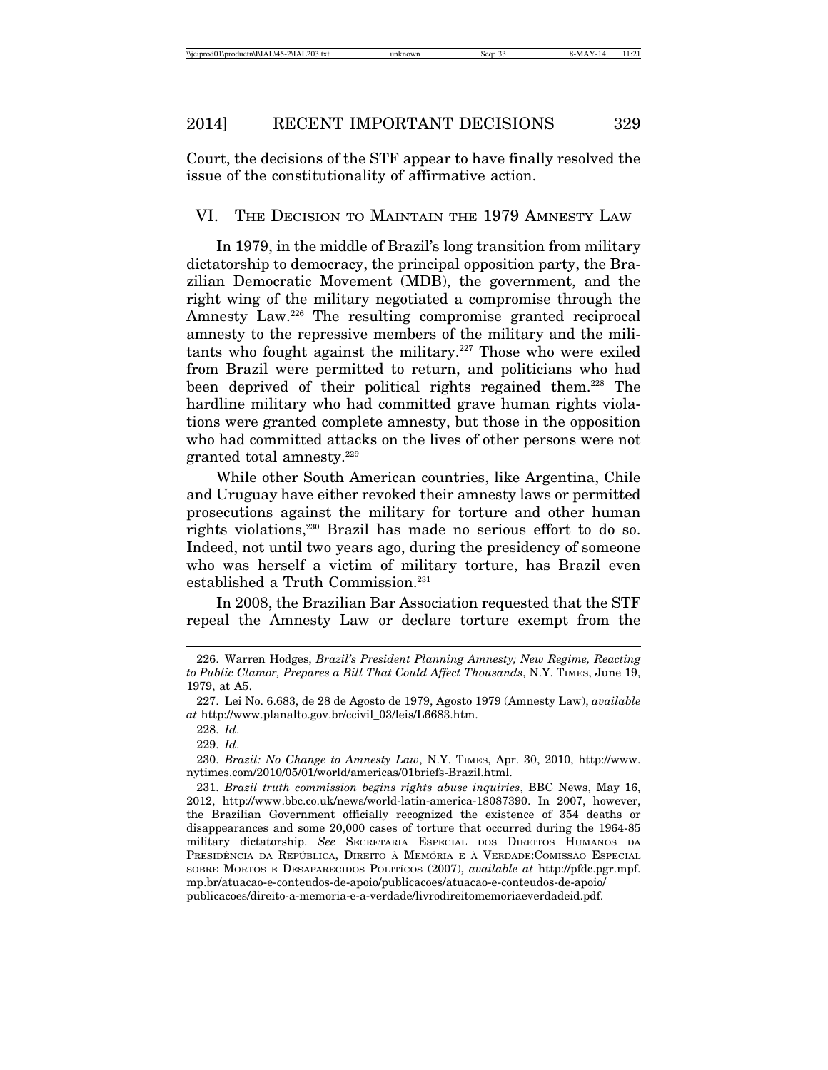Court, the decisions of the STF appear to have finally resolved the issue of the constitutionality of affirmative action.

## VI. The Decision to Maintain the 1979 Amnesty Law

In 1979, in the middle of Brazil's long transition from military dictatorship to democracy, the principal opposition party, the Brazilian Democratic Movement (MDB), the government, and the right wing of the military negotiated a compromise through the Amnesty Law.[226] The resulting compromise granted reciprocal amnesty to the repressive members of the military and the militants who fought against the military.[227] Those who were exiled from Brazil were permitted to return, and politicians who had been deprived of their political rights regained them.[228] The hardline military who had committed grave human rights violations were granted complete amnesty, but those in the opposition who had committed attacks on the lives of other persons were not granted total amnesty.[229]

While other South American countries, like Argentina, Chile and Uruguay have either revoked their amnesty laws or permitted prosecutions against the military for torture and other human rights violations,[230] Brazil has made no serious effort to do so. Indeed, not until two years ago, during the presidency of someone who was herself a victim of military torture, has Brazil even established a Truth Commission.[231]

In 2008, the Brazilian Bar Association requested that the STF repeal the Amnesty Law or declare torture exempt from the

---

226. Warren Hodges, *Brazil's President Planning Amnesty; New Regime, Reacting to Public Clamor, Prepares a Bill That Could Affect Thousands*, N.Y. Times, June 19, 1979, at A5.

227. Lei No. 6.683, de 28 de Agosto de 1979, Agosto 1979 (Amnesty Law), *available at* http://www.planalto.gov.br/ccivil_03/leis/L6683.htm.

228. *Id*.

229. *Id*.

230. *Brazil: No Change to Amnesty Law*, N.Y. Times, Apr. 30, 2010, http://www.nytimes.com/2010/05/01/world/americas/01briefs-Brazil.html.

231. *Brazil truth commission begins rights abuse inquiries*, BBC News, May 16, 2012, http://www.bbc.co.uk/news/world-latin-america-18087390. In 2007, however, the Brazilian Government officially recognized the existence of 354 deaths or disappearances and some 20,000 cases of torture that occurred during the 1964-85 military dictatorship. *See* Secretaria Especial dos Direitos Humanos da Presidência da República, Direito à Memória e à Verdade:Comissão Especial sobre Mortos e Desaparecidos Politícos (2007), *available at* http://pfdc.pgr.mpf.mp.br/atuacao-e-conteudos-de-apoio/publicacoes/atuacao-e-conteudos-de-apoio/publicacoes/direito-a-memoria-e-a-verdade/livrodireitomemoriaeverdadeid.pdf.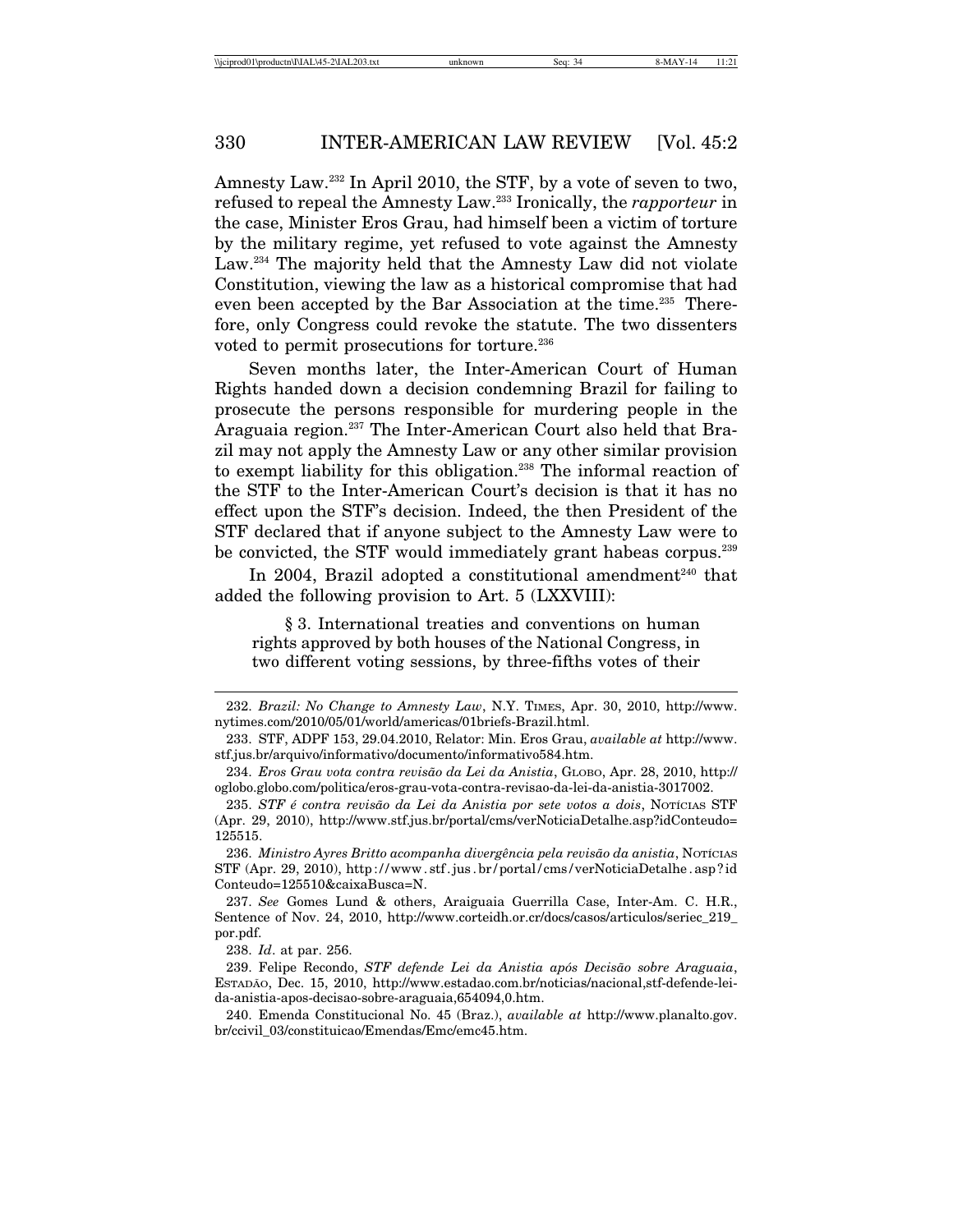Amnesty Law.[232] In April 2010, the STF, by a vote of seven to two, refused to repeal the Amnesty Law.[233] Ironically, the *rapporteur* in the case, Minister Eros Grau, had himself been a victim of torture by the military regime, yet refused to vote against the Amnesty Law.[234] The majority held that the Amnesty Law did not violate Constitution, viewing the law as a historical compromise that had even been accepted by the Bar Association at the time.[235] Therefore, only Congress could revoke the statute. The two dissenters voted to permit prosecutions for torture.[236]

Seven months later, the Inter-American Court of Human Rights handed down a decision condemning Brazil for failing to prosecute the persons responsible for murdering people in the Araguaia region.[237] The Inter-American Court also held that Brazil may not apply the Amnesty Law or any other similar provision to exempt liability for this obligation.[238] The informal reaction of the STF to the Inter-American Court's decision is that it has no effect upon the STF's decision. Indeed, the then President of the STF declared that if anyone subject to the Amnesty Law were to be convicted, the STF would immediately grant habeas corpus.[239]

In 2004, Brazil adopted a constitutional amendment[240] that added the following provision to Art. 5 (LXXVIII):

> § 3. International treaties and conventions on human rights approved by both houses of the National Congress, in two different voting sessions, by three-fifths votes of their

---

232. *Brazil: No Change to Amnesty Law*, N.Y. TIMES, Apr. 30, 2010, http://www.nytimes.com/2010/05/01/world/americas/01briefs-Brazil.html.

233. STF, ADPF 153, 29.04.2010, Relator: Min. Eros Grau, *available at* http://www.stf.jus.br/arquivo/informativo/documento/informativo584.htm.

234. *Eros Grau vota contra revisão da Lei da Anistia*, GLOBO, Apr. 28, 2010, http://oglobo.globo.com/politica/eros-grau-vota-contra-revisao-da-lei-da-anistia-3017002.

235. *STF é contra revisão da Lei da Anistia por sete votos a dois*, NOTÍCIAS STF (Apr. 29, 2010), http://www.stf.jus.br/portal/cms/verNoticiaDetalhe.asp?idConteudo=125515.

236. *Ministro Ayres Britto acompanha divergência pela revisão da anistia*, NOTÍCIAS STF (Apr. 29, 2010), http://www.stf.jus.br/portal/cms/verNoticiaDetalhe.asp?idConteudo=125510&caixaBusca=N.

237. *See* Gomes Lund & others, Araiguaia Guerrilla Case, Inter-Am. C. H.R., Sentence of Nov. 24, 2010, http://www.corteidh.or.cr/docs/casos/articulos/seriec_219_por.pdf.

238. *Id*. at par. 256.

239. Felipe Recondo, *STF defende Lei da Anistia após Decisão sobre Araguaia*, ESTADÃO, Dec. 15, 2010, http://www.estadao.com.br/noticias/nacional,stf-defende-lei-da-anistia-apos-decisao-sobre-araguaia,654094,0.htm.

240. Emenda Constitucional No. 45 (Braz.), *available at* http://www.planalto.gov.br/ccivil_03/constituicao/Emendas/Emc/emc45.htm.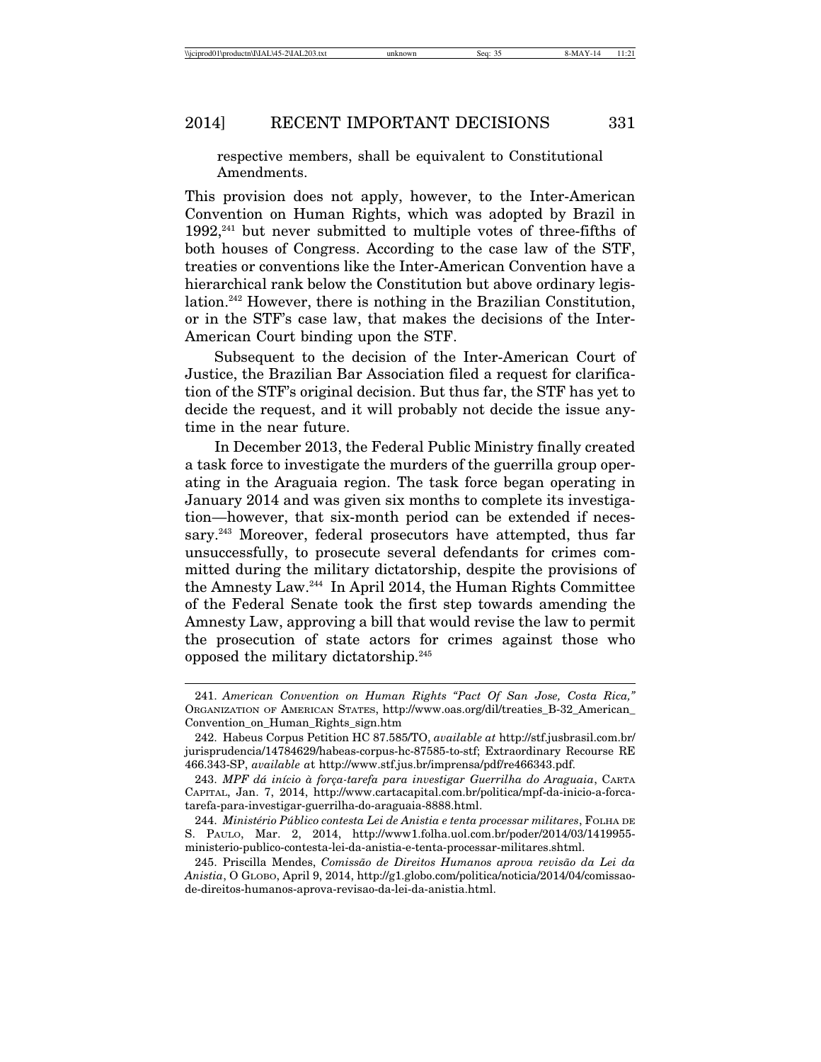respective members, shall be equivalent to Constitutional Amendments.

This provision does not apply, however, to the Inter-American Convention on Human Rights, which was adopted by Brazil in 1992,[241] but never submitted to multiple votes of three-fifths of both houses of Congress. According to the case law of the STF, treaties or conventions like the Inter-American Convention have a hierarchical rank below the Constitution but above ordinary legislation.[242] However, there is nothing in the Brazilian Constitution, or in the STF's case law, that makes the decisions of the Inter-American Court binding upon the STF.

Subsequent to the decision of the Inter-American Court of Justice, the Brazilian Bar Association filed a request for clarification of the STF's original decision. But thus far, the STF has yet to decide the request, and it will probably not decide the issue anytime in the near future.

In December 2013, the Federal Public Ministry finally created a task force to investigate the murders of the guerrilla group operating in the Araguaia region. The task force began operating in January 2014 and was given six months to complete its investigation—however, that six-month period can be extended if necessary.[243] Moreover, federal prosecutors have attempted, thus far unsuccessfully, to prosecute several defendants for crimes committed during the military dictatorship, despite the provisions of the Amnesty Law.[244] In April 2014, the Human Rights Committee of the Federal Senate took the first step towards amending the Amnesty Law, approving a bill that would revise the law to permit the prosecution of state actors for crimes against those who opposed the military dictatorship.[245]

---

241. *American Convention on Human Rights "Pact Of San Jose, Costa Rica,"* Organization of American States, http://www.oas.org/dil/treaties_B-32_American_Convention_on_Human_Rights_sign.htm

242. Habeus Corpus Petition HC 87.585/TO, *available at* http://stf.jusbrasil.com.br/jurisprudencia/14784629/habeas-corpus-hc-87585-to-stf; Extraordinary Recourse RE 466.343-SP, *available a*t http://www.stf.jus.br/imprensa/pdf/re466343.pdf.

243. *MPF dá início à força-tarefa para investigar Guerrilha do Araguaia*, Carta Capital, Jan. 7, 2014, http://www.cartacapital.com.br/politica/mpf-da-inicio-a-forca-tarefa-para-investigar-guerrilha-do-araguaia-8888.html.

244. *Ministério Público contesta Lei de Anistia e tenta processar militares*, Folha de S. Paulo, Mar. 2, 2014, http://www1.folha.uol.com.br/poder/2014/03/1419955-ministerio-publico-contesta-lei-da-anistia-e-tenta-processar-militares.shtml.

245. Priscilla Mendes, *Comissão de Direitos Humanos aprova revisão da Lei da Anistia*, O Globo, April 9, 2014, http://g1.globo.com/politica/noticia/2014/04/comissao-de-direitos-humanos-aprova-revisao-da-lei-da-anistia.html.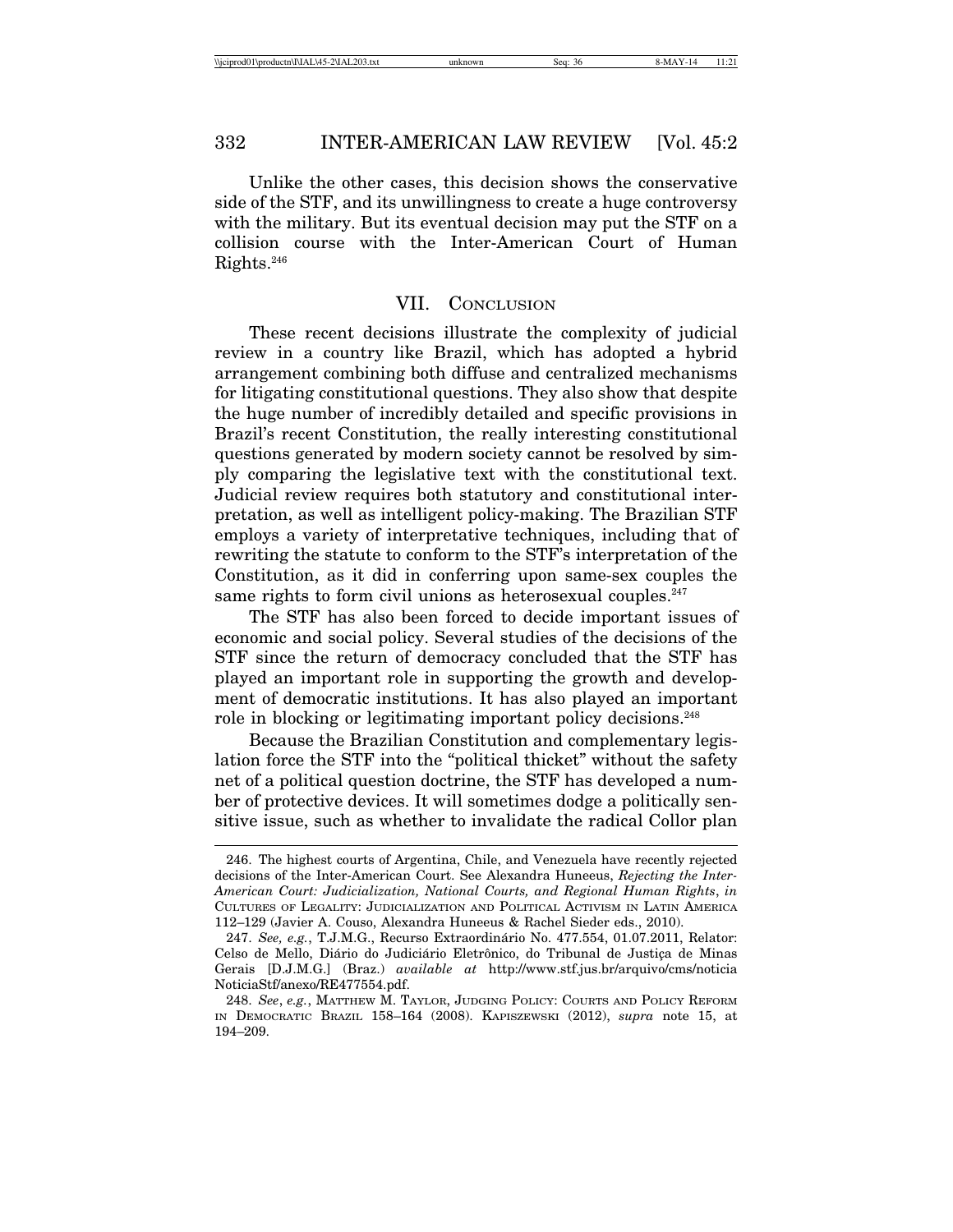Unlike the other cases, this decision shows the conservative side of the STF, and its unwillingness to create a huge controversy with the military. But its eventual decision may put the STF on a collision course with the Inter-American Court of Human Rights.[246]

## VII. Conclusion

These recent decisions illustrate the complexity of judicial review in a country like Brazil, which has adopted a hybrid arrangement combining both diffuse and centralized mechanisms for litigating constitutional questions. They also show that despite the huge number of incredibly detailed and specific provisions in Brazil's recent Constitution, the really interesting constitutional questions generated by modern society cannot be resolved by simply comparing the legislative text with the constitutional text. Judicial review requires both statutory and constitutional interpretation, as well as intelligent policy-making. The Brazilian STF employs a variety of interpretative techniques, including that of rewriting the statute to conform to the STF's interpretation of the Constitution, as it did in conferring upon same-sex couples the same rights to form civil unions as heterosexual couples.[247]

The STF has also been forced to decide important issues of economic and social policy. Several studies of the decisions of the STF since the return of democracy concluded that the STF has played an important role in supporting the growth and development of democratic institutions. It has also played an important role in blocking or legitimating important policy decisions.[248]

Because the Brazilian Constitution and complementary legislation force the STF into the "political thicket" without the safety net of a political question doctrine, the STF has developed a number of protective devices. It will sometimes dodge a politically sensitive issue, such as whether to invalidate the radical Collor plan

---

246. The highest courts of Argentina, Chile, and Venezuela have recently rejected decisions of the Inter-American Court. See Alexandra Huneeus, *Rejecting the Inter-American Court: Judicialization, National Courts, and Regional Human Rights*, *in* CULTURES OF LEGALITY: JUDICIALIZATION AND POLITICAL ACTIVISM IN LATIN AMERICA 112–129 (Javier A. Couso, Alexandra Huneeus & Rachel Sieder eds., 2010).

247. *See, e.g.*, T.J.M.G., Recurso Extraordinário No. 477.554, 01.07.2011, Relator: Celso de Mello, Diário do Judiciário Eletrônico, do Tribunal de Justiça de Minas Gerais [D.J.M.G.] (Braz.) *available at* http://www.stf.jus.br/arquivo/cms/noticiaNoticiaStf/anexo/RE477554.pdf.

248. *See*, *e.g.*, MATTHEW M. TAYLOR, JUDGING POLICY: COURTS AND POLICY REFORM IN DEMOCRATIC BRAZIL 158–164 (2008). KAPISZEWSKI (2012), *supra* note 15, at 194–209.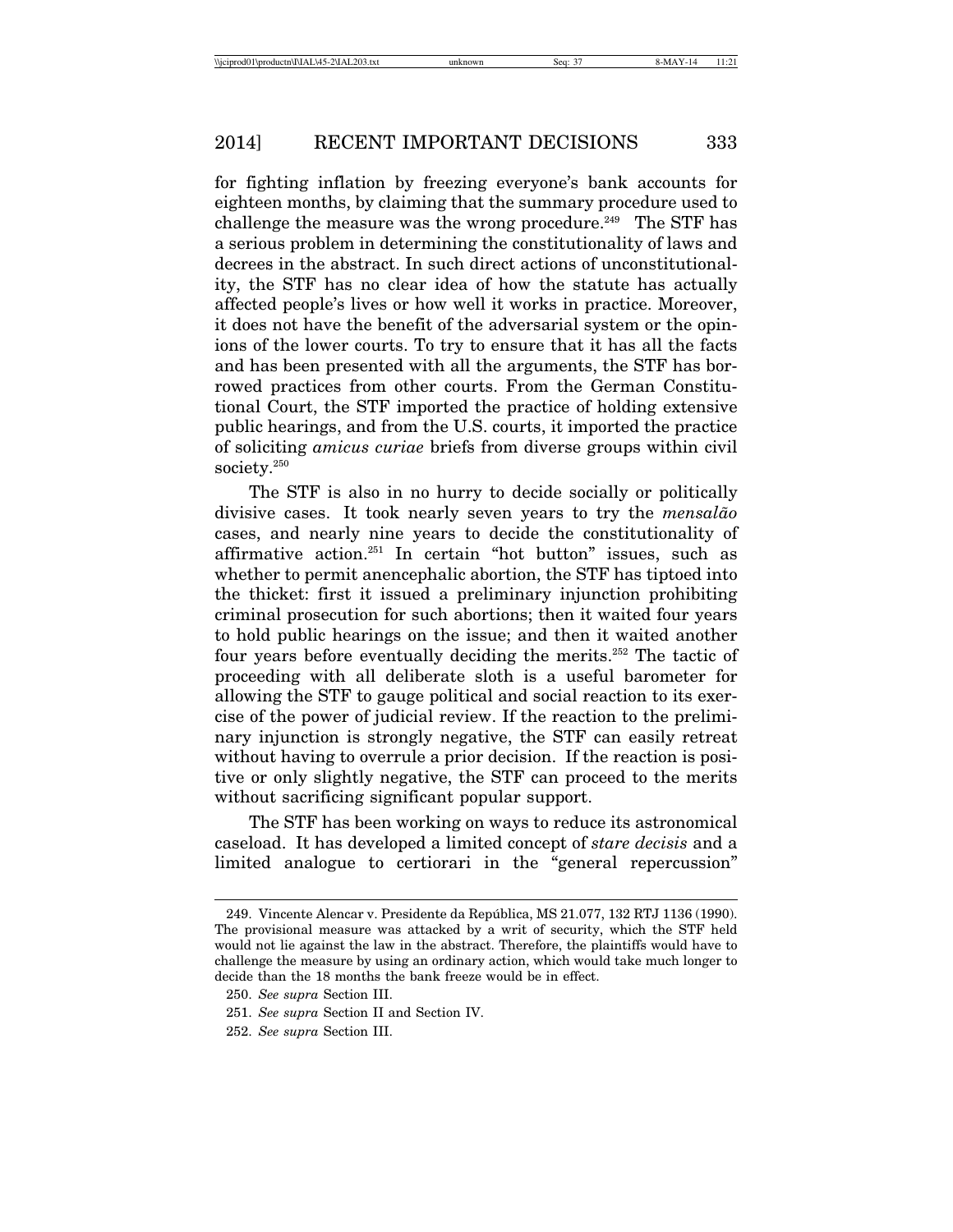for fighting inflation by freezing everyone's bank accounts for eighteen months, by claiming that the summary procedure used to challenge the measure was the wrong procedure.[249] The STF has a serious problem in determining the constitutionality of laws and decrees in the abstract. In such direct actions of unconstitutionality, the STF has no clear idea of how the statute has actually affected people's lives or how well it works in practice. Moreover, it does not have the benefit of the adversarial system or the opinions of the lower courts. To try to ensure that it has all the facts and has been presented with all the arguments, the STF has borrowed practices from other courts. From the German Constitutional Court, the STF imported the practice of holding extensive public hearings, and from the U.S. courts, it imported the practice of soliciting *amicus curiae* briefs from diverse groups within civil society.[250]

The STF is also in no hurry to decide socially or politically divisive cases. It took nearly seven years to try the *mensalão* cases, and nearly nine years to decide the constitutionality of affirmative action.[251] In certain "hot button" issues, such as whether to permit anencephalic abortion, the STF has tiptoed into the thicket: first it issued a preliminary injunction prohibiting criminal prosecution for such abortions; then it waited four years to hold public hearings on the issue; and then it waited another four years before eventually deciding the merits.[252] The tactic of proceeding with all deliberate sloth is a useful barometer for allowing the STF to gauge political and social reaction to its exercise of the power of judicial review. If the reaction to the preliminary injunction is strongly negative, the STF can easily retreat without having to overrule a prior decision. If the reaction is positive or only slightly negative, the STF can proceed to the merits without sacrificing significant popular support.

The STF has been working on ways to reduce its astronomical caseload. It has developed a limited concept of *stare decisis* and a limited analogue to certiorari in the "general repercussion"

---

249. Vincente Alencar v. Presidente da República, MS 21.077, 132 RTJ 1136 (1990). The provisional measure was attacked by a writ of security, which the STF held would not lie against the law in the abstract. Therefore, the plaintiffs would have to challenge the measure by using an ordinary action, which would take much longer to decide than the 18 months the bank freeze would be in effect.

250. *See supra* Section III.

251. *See supra* Section II and Section IV.

252. *See supra* Section III.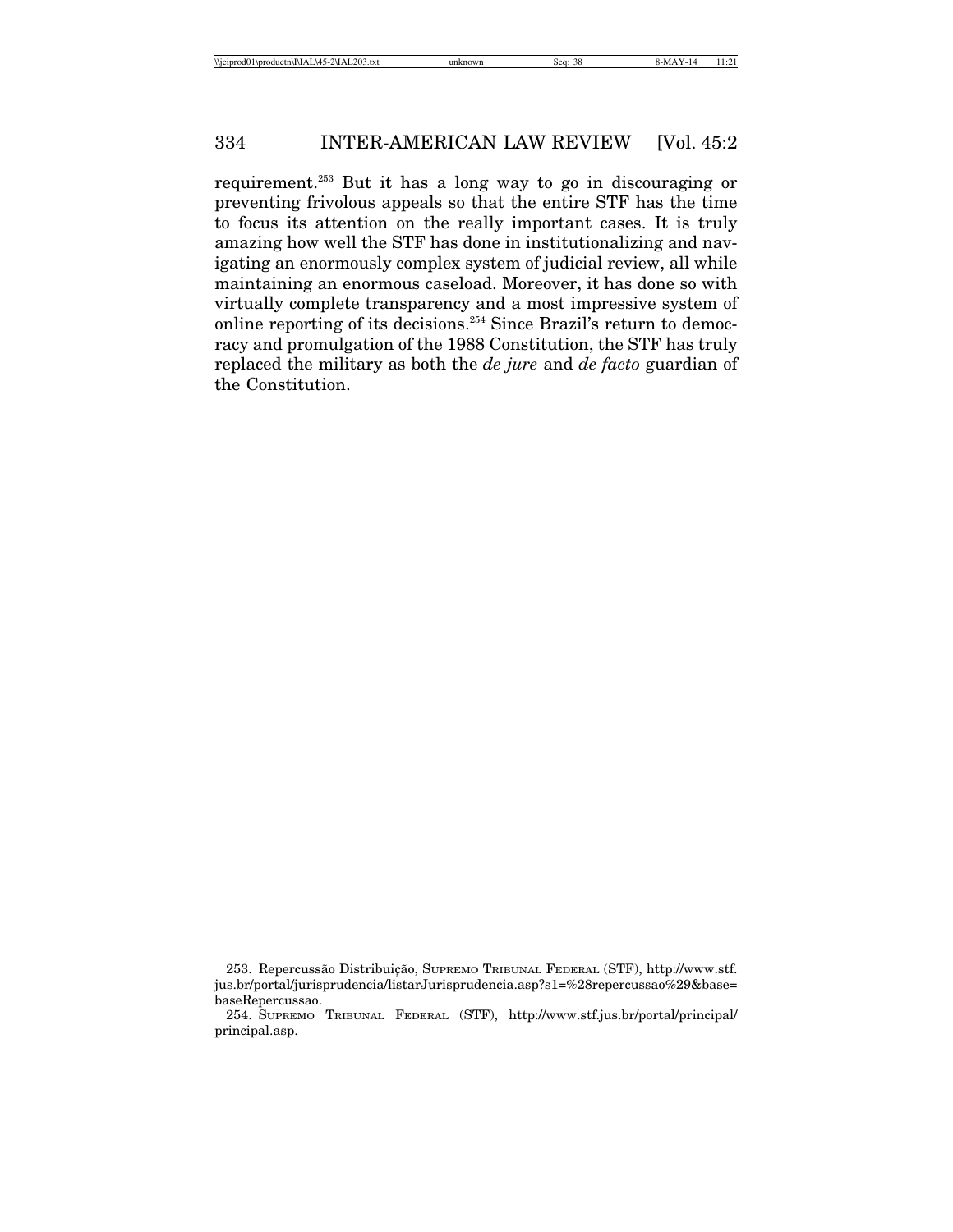requirement.[253] But it has a long way to go in discouraging or preventing frivolous appeals so that the entire STF has the time to focus its attention on the really important cases. It is truly amazing how well the STF has done in institutionalizing and navigating an enormously complex system of judicial review, all while maintaining an enormous caseload. Moreover, it has done so with virtually complete transparency and a most impressive system of online reporting of its decisions.[254] Since Brazil's return to democracy and promulgation of the 1988 Constitution, the STF has truly replaced the military as both the *de jure* and *de facto* guardian of the Constitution.

---

253. Repercussão Distribuição, SUPREMO TRIBUNAL FEDERAL (STF), http://www.stf.jus.br/portal/jurisprudencia/listarJurisprudencia.asp?s1=%28repercussao%29&base=baseRepercussao.

254. SUPREMO TRIBUNAL FEDERAL (STF), http://www.stf.jus.br/portal/principal/principal.asp.